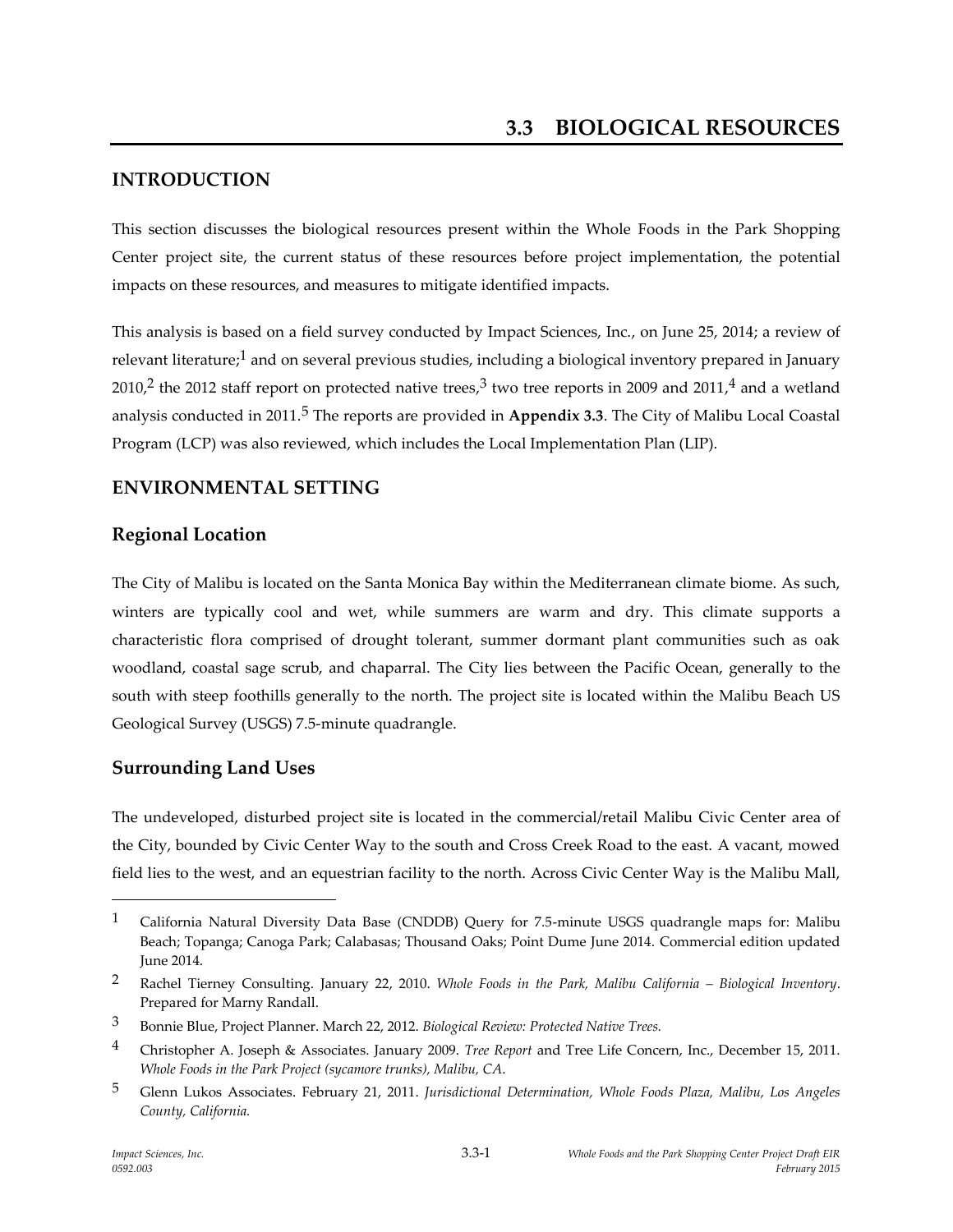# 3.3 BIOLOGICAL RESOURCES

## INTRODUCTION

This section discusses the biological resources present within the Whole Foods in the Park Shopping Center project site, the current status of these resources before project implementation, the potential impacts on these resources, and measures to mitigate identified impacts.

This analysis is based on a field survey conducted by Impact Sciences, Inc., on June 25, 2014; a review of relevant literature;[1] and on several previous studies, including a biological inventory prepared in January 2010,[2] the 2012 staff report on protected native trees,[3] two tree reports in 2009 and 2011,[4] and a wetland analysis conducted in 2011.[5] The reports are provided in **Appendix 3.3**. The City of Malibu Local Coastal Program (LCP) was also reviewed, which includes the Local Implementation Plan (LIP).

## ENVIRONMENTAL SETTING

### Regional Location

The City of Malibu is located on the Santa Monica Bay within the Mediterranean climate biome. As such, winters are typically cool and wet, while summers are warm and dry. This climate supports a characteristic flora comprised of drought tolerant, summer dormant plant communities such as oak woodland, coastal sage scrub, and chaparral. The City lies between the Pacific Ocean, generally to the south with steep foothills generally to the north. The project site is located within the Malibu Beach US Geological Survey (USGS) 7.5-minute quadrangle.

### Surrounding Land Uses

The undeveloped, disturbed project site is located in the commercial/retail Malibu Civic Center area of the City, bounded by Civic Center Way to the south and Cross Creek Road to the east. A vacant, mowed field lies to the west, and an equestrian facility to the north. Across Civic Center Way is the Malibu Mall,

---

1 California Natural Diversity Data Base (CNDDB) Query for 7.5-minute USGS quadrangle maps for: Malibu Beach; Topanga; Canoga Park; Calabasas; Thousand Oaks; Point Dume June 2014. Commercial edition updated June 2014.

2 Rachel Tierney Consulting. January 22, 2010. *Whole Foods in the Park, Malibu California – Biological Inventory*. Prepared for Marny Randall.

3 Bonnie Blue, Project Planner. March 22, 2012. *Biological Review: Protected Native Trees.*

4 Christopher A. Joseph & Associates. January 2009. *Tree Report* and Tree Life Concern, Inc., December 15, 2011. *Whole Foods in the Park Project (sycamore trunks), Malibu, CA.*

5 Glenn Lukos Associates. February 21, 2011. *Jurisdictional Determination, Whole Foods Plaza, Malibu, Los Angeles County, California.*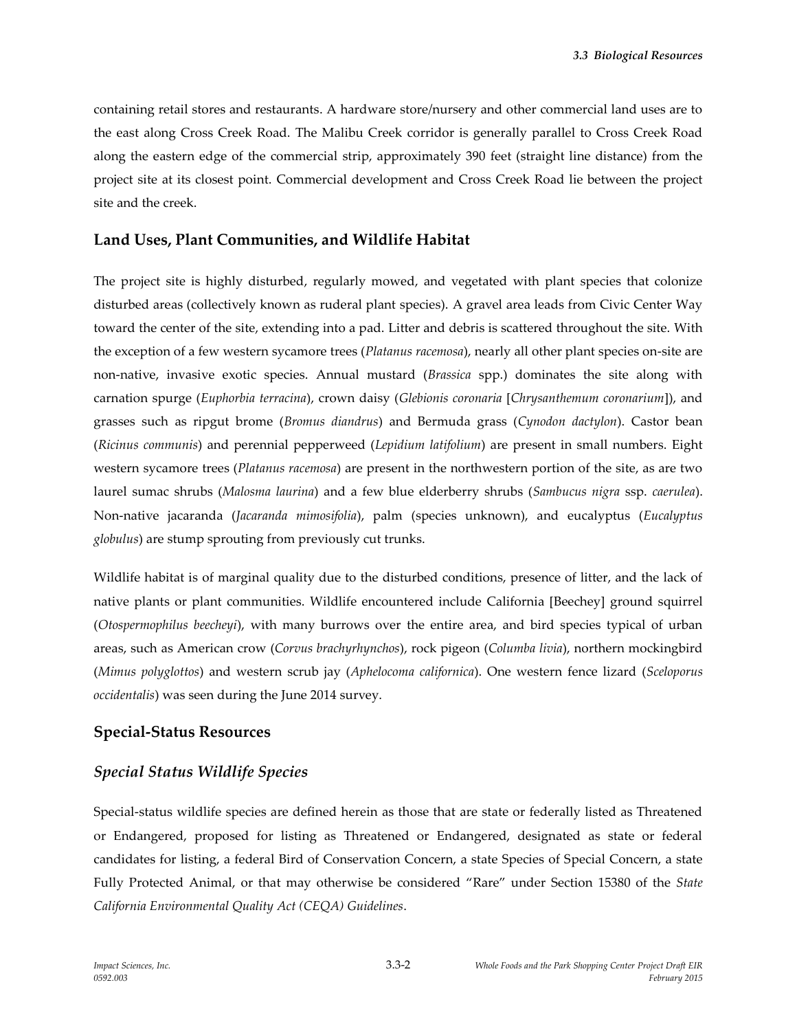containing retail stores and restaurants. A hardware store/nursery and other commercial land uses are to the east along Cross Creek Road. The Malibu Creek corridor is generally parallel to Cross Creek Road along the eastern edge of the commercial strip, approximately 390 feet (straight line distance) from the project site at its closest point. Commercial development and Cross Creek Road lie between the project site and the creek.

## Land Uses, Plant Communities, and Wildlife Habitat

The project site is highly disturbed, regularly mowed, and vegetated with plant species that colonize disturbed areas (collectively known as ruderal plant species). A gravel area leads from Civic Center Way toward the center of the site, extending into a pad. Litter and debris is scattered throughout the site. With the exception of a few western sycamore trees (*Platanus racemosa*), nearly all other plant species on-site are non-native, invasive exotic species. Annual mustard (*Brassica* spp.) dominates the site along with carnation spurge (*Euphorbia terracina*), crown daisy (*Glebionis coronaria* [*Chrysanthemum coronarium*]), and grasses such as ripgut brome (*Bromus diandrus*) and Bermuda grass (*Cynodon dactylon*). Castor bean (*Ricinus communis*) and perennial pepperweed (*Lepidium latifolium*) are present in small numbers. Eight western sycamore trees (*Platanus racemosa*) are present in the northwestern portion of the site, as are two laurel sumac shrubs (*Malosma laurina*) and a few blue elderberry shrubs (*Sambucus nigra* ssp. *caerulea*). Non-native jacaranda (*Jacaranda mimosifolia*), palm (species unknown), and eucalyptus (*Eucalyptus globulus*) are stump sprouting from previously cut trunks.

Wildlife habitat is of marginal quality due to the disturbed conditions, presence of litter, and the lack of native plants or plant communities. Wildlife encountered include California [Beechey] ground squirrel (*Otospermophilus beecheyi*), with many burrows over the entire area, and bird species typical of urban areas, such as American crow (*Corvus brachyrhynchos*), rock pigeon (*Columba livia*), northern mockingbird (*Mimus polyglottos*) and western scrub jay (*Aphelocoma californica*). One western fence lizard (*Sceloporus occidentalis*) was seen during the June 2014 survey.

## Special-Status Resources

### *Special Status Wildlife Species*

Special-status wildlife species are defined herein as those that are state or federally listed as Threatened or Endangered, proposed for listing as Threatened or Endangered, designated as state or federal candidates for listing, a federal Bird of Conservation Concern, a state Species of Special Concern, a state Fully Protected Animal, or that may otherwise be considered "Rare" under Section 15380 of the *State California Environmental Quality Act (CEQA) Guidelines*.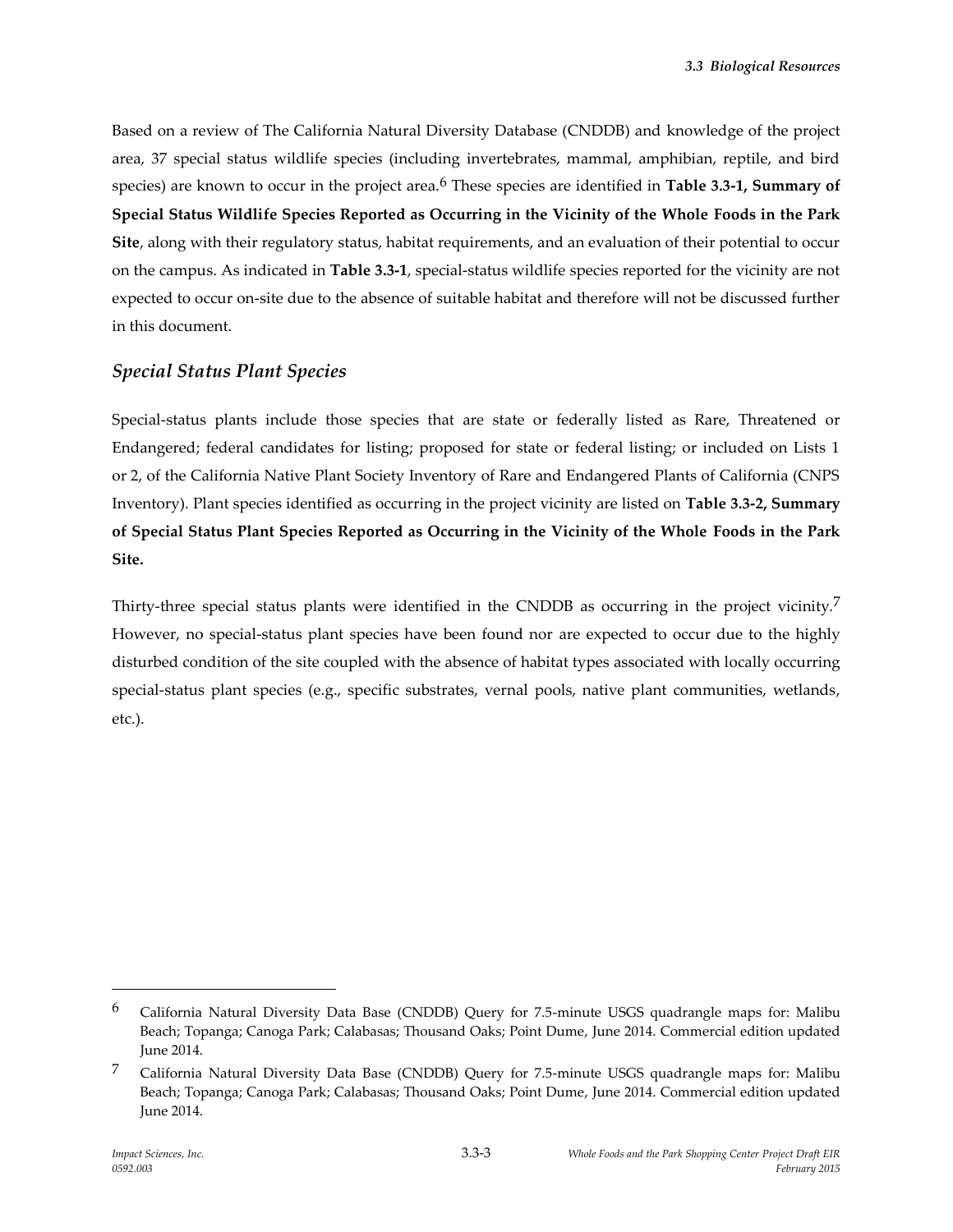Based on a review of The California Natural Diversity Database (CNDDB) and knowledge of the project area, 37 special status wildlife species (including invertebrates, mammal, amphibian, reptile, and bird species) are known to occur in the project area.[6] These species are identified in **Table 3.3-1, Summary of Special Status Wildlife Species Reported as Occurring in the Vicinity of the Whole Foods in the Park Site**, along with their regulatory status, habitat requirements, and an evaluation of their potential to occur on the campus. As indicated in **Table 3.3-1**, special-status wildlife species reported for the vicinity are not expected to occur on-site due to the absence of suitable habitat and therefore will not be discussed further in this document.

### *Special Status Plant Species*

Special-status plants include those species that are state or federally listed as Rare, Threatened or Endangered; federal candidates for listing; proposed for state or federal listing; or included on Lists 1 or 2, of the California Native Plant Society Inventory of Rare and Endangered Plants of California (CNPS Inventory). Plant species identified as occurring in the project vicinity are listed on **Table 3.3-2, Summary of Special Status Plant Species Reported as Occurring in the Vicinity of the Whole Foods in the Park Site.**

Thirty-three special status plants were identified in the CNDDB as occurring in the project vicinity.[7] However, no special-status plant species have been found nor are expected to occur due to the highly disturbed condition of the site coupled with the absence of habitat types associated with locally occurring special-status plant species (e.g., specific substrates, vernal pools, native plant communities, wetlands, etc.).

---

[6] California Natural Diversity Data Base (CNDDB) Query for 7.5-minute USGS quadrangle maps for: Malibu Beach; Topanga; Canoga Park; Calabasas; Thousand Oaks; Point Dume, June 2014. Commercial edition updated June 2014.

[7] California Natural Diversity Data Base (CNDDB) Query for 7.5-minute USGS quadrangle maps for: Malibu Beach; Topanga; Canoga Park; Calabasas; Thousand Oaks; Point Dume, June 2014. Commercial edition updated June 2014.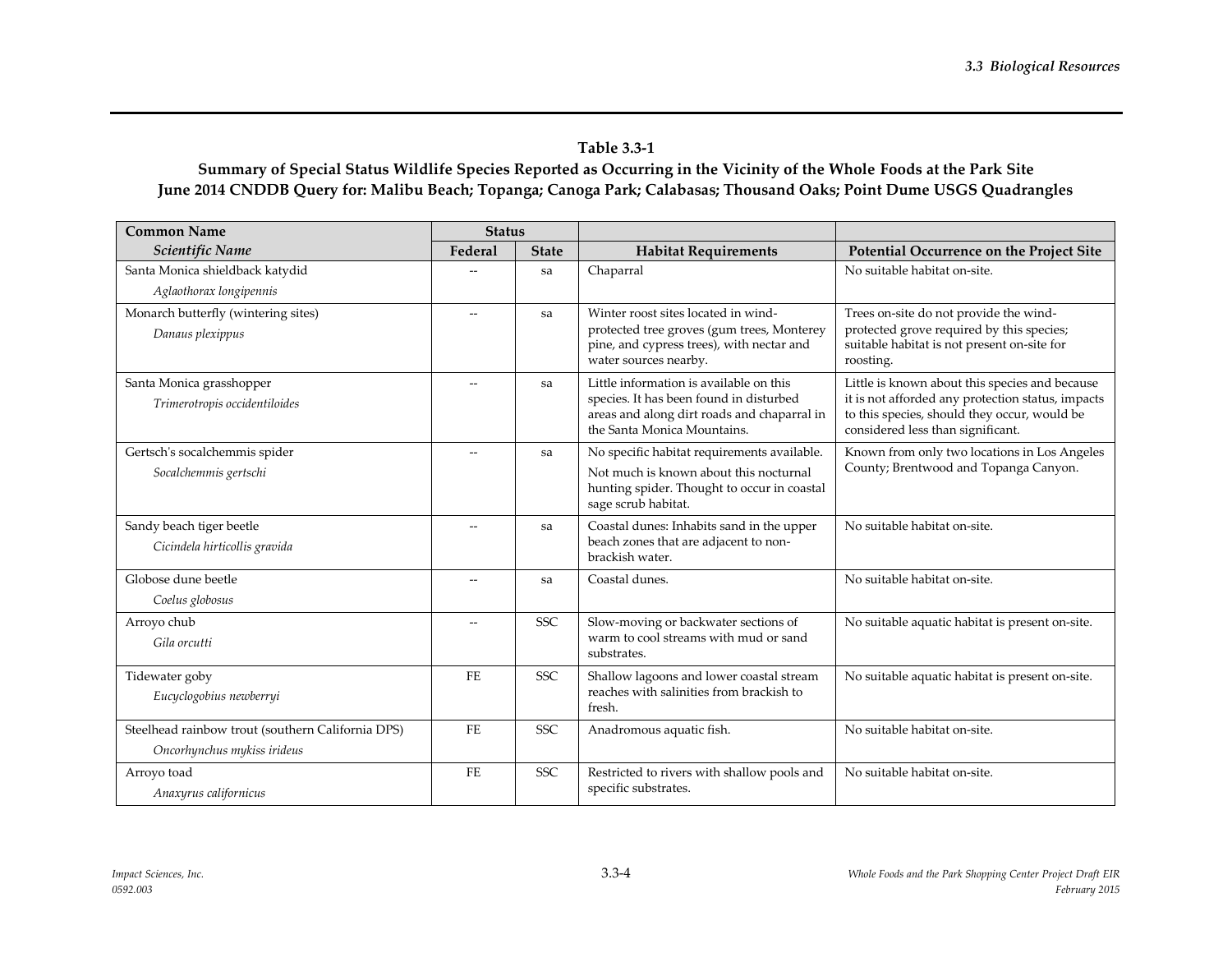**Table 3.3-1**
**Summary of Special Status Wildlife Species Reported as Occurring in the Vicinity of the Whole Foods at the Park Site**
**June 2014 CNDDB Query for: Malibu Beach; Topanga; Canoga Park; Calabasas; Thousand Oaks; Point Dume USGS Quadrangles**

| Common Name | Status | | | |
|---|---|---|---|---|
| *Scientific Name* | Federal | State | Habitat Requirements | Potential Occurrence on the Project Site |
| Santa Monica shieldback katydid<br>*Aglaothorax longipennis* | -- | sa | Chaparral | No suitable habitat on-site. |
| Monarch butterfly (wintering sites)<br>*Danaus plexippus* | -- | sa | Winter roost sites located in wind-protected tree groves (gum trees, Monterey pine, and cypress trees), with nectar and water sources nearby. | Trees on-site do not provide the wind-protected grove required by this species; suitable habitat is not present on-site for roosting. |
| Santa Monica grasshopper<br>*Trimerotropis occidentiloides* | -- | sa | Little information is available on this species. It has been found in disturbed areas and along dirt roads and chaparral in the Santa Monica Mountains. | Little is known about this species and because it is not afforded any protection status, impacts to this species, should they occur, would be considered less than significant. |
| Gertsch's socalchemmis spider<br>*Socalchemmis gertschi* | -- | sa | No specific habitat requirements available.<br>Not much is known about this nocturnal hunting spider. Thought to occur in coastal sage scrub habitat. | Known from only two locations in Los Angeles County; Brentwood and Topanga Canyon. |
| Sandy beach tiger beetle<br>*Cicindela hirticollis gravida* | -- | sa | Coastal dunes: Inhabits sand in the upper beach zones that are adjacent to non-brackish water. | No suitable habitat on-site. |
| Globose dune beetle<br>*Coelus globosus* | -- | sa | Coastal dunes. | No suitable habitat on-site. |
| Arroyo chub<br>*Gila orcutti* | -- | SSC | Slow-moving or backwater sections of warm to cool streams with mud or sand substrates. | No suitable aquatic habitat is present on-site. |
| Tidewater goby<br>*Eucyclogobius newberryi* | FE | SSC | Shallow lagoons and lower coastal stream reaches with salinities from brackish to fresh. | No suitable aquatic habitat is present on-site. |
| Steelhead rainbow trout (southern California DPS)<br>*Oncorhynchus mykiss irideus* | FE | SSC | Anadromous aquatic fish. | No suitable habitat on-site. |
| Arroyo toad<br>*Anaxyrus californicus* | FE | SSC | Restricted to rivers with shallow pools and specific substrates. | No suitable habitat on-site. |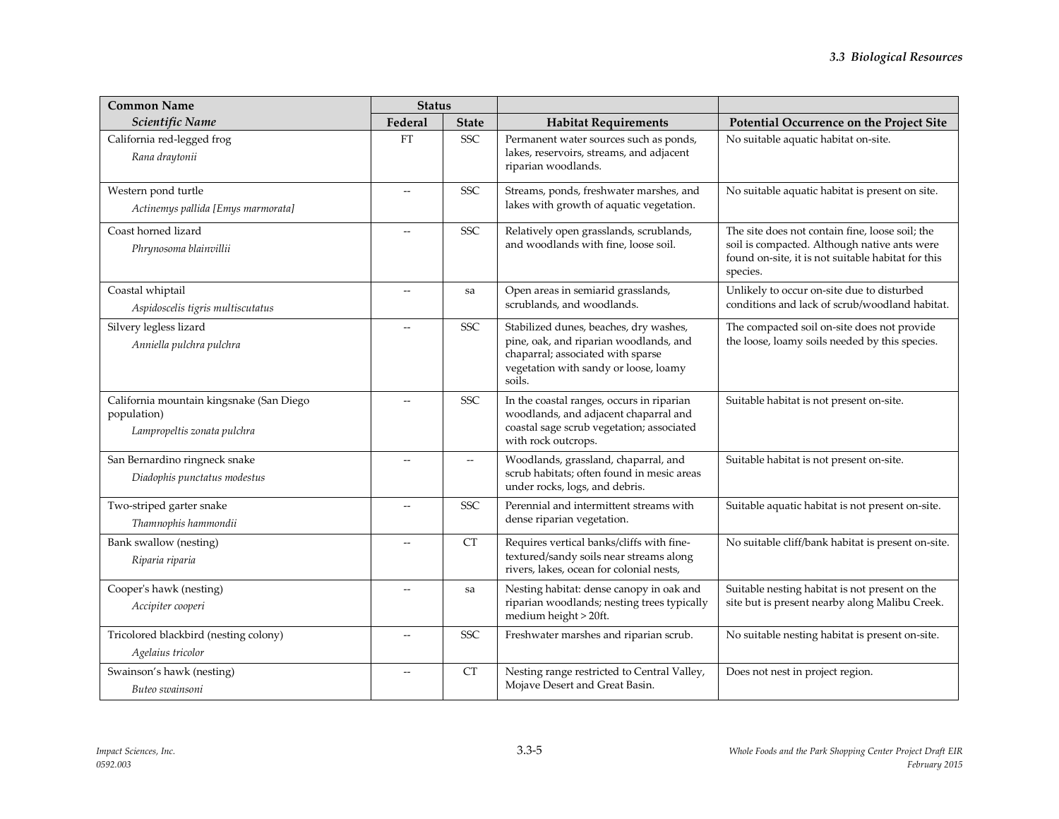| Common Name *Scientific Name* | Status | | Habitat Requirements | Potential Occurrence on the Project Site |
|---|---|---|---|---|
| | Federal | State | | |
| California red-legged frog *Rana draytonii* | FT | SSC | Permanent water sources such as ponds, lakes, reservoirs, streams, and adjacent riparian woodlands. | No suitable aquatic habitat on-site. |
| Western pond turtle *Actinemys pallida [Emys marmorata]* | -- | SSC | Streams, ponds, freshwater marshes, and lakes with growth of aquatic vegetation. | No suitable aquatic habitat is present on site. |
| Coast horned lizard *Phrynosoma blainvillii* | -- | SSC | Relatively open grasslands, scrublands, and woodlands with fine, loose soil. | The site does not contain fine, loose soil; the soil is compacted. Although native ants were found on-site, it is not suitable habitat for this species. |
| Coastal whiptail *Aspidoscelis tigris multiscutatus* | -- | sa | Open areas in semiarid grasslands, scrublands, and woodlands. | Unlikely to occur on-site due to disturbed conditions and lack of scrub/woodland habitat. |
| Silvery legless lizard *Anniella pulchra pulchra* | -- | SSC | Stabilized dunes, beaches, dry washes, pine, oak, and riparian woodlands, and chaparral; associated with sparse vegetation with sandy or loose, loamy soils. | The compacted soil on-site does not provide the loose, loamy soils needed by this species. |
| California mountain kingsnake (San Diego population) *Lampropeltis zonata pulchra* | -- | SSC | In the coastal ranges, occurs in riparian woodlands, and adjacent chaparral and coastal sage scrub vegetation; associated with rock outcrops. | Suitable habitat is not present on-site. |
| San Bernardino ringneck snake *Diadophis punctatus modestus* | -- | -- | Woodlands, grassland, chaparral, and scrub habitats; often found in mesic areas under rocks, logs, and debris. | Suitable habitat is not present on-site. |
| Two-striped garter snake *Thamnophis hammondii* | -- | SSC | Perennial and intermittent streams with dense riparian vegetation. | Suitable aquatic habitat is not present on-site. |
| Bank swallow (nesting) *Riparia riparia* | -- | CT | Requires vertical banks/cliffs with fine-textured/sandy soils near streams along rivers, lakes, ocean for colonial nests, | No suitable cliff/bank habitat is present on-site. |
| Cooper's hawk (nesting) *Accipiter cooperi* | -- | sa | Nesting habitat: dense canopy in oak and riparian woodlands; nesting trees typically medium height > 20ft. | Suitable nesting habitat is not present on the site but is present nearby along Malibu Creek. |
| Tricolored blackbird (nesting colony) *Agelaius tricolor* | -- | SSC | Freshwater marshes and riparian scrub. | No suitable nesting habitat is present on-site. |
| Swainson's hawk (nesting) *Buteo swainsoni* | -- | CT | Nesting range restricted to Central Valley, Mojave Desert and Great Basin. | Does not nest in project region. |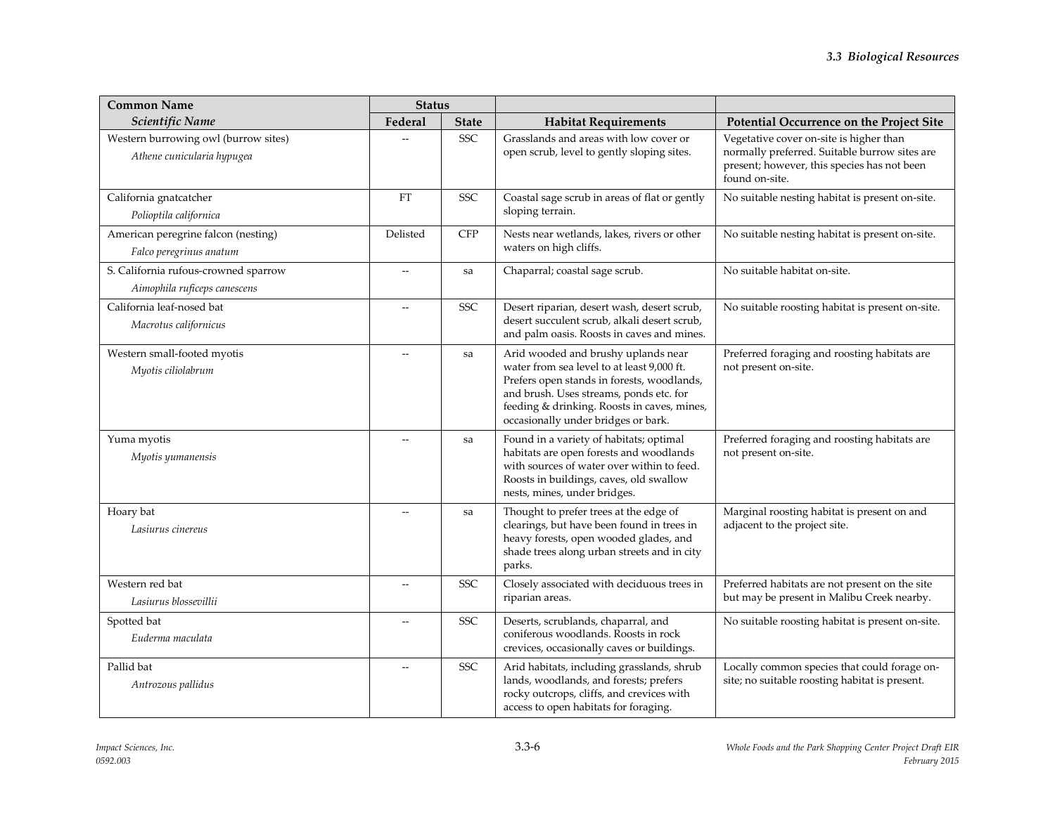| Common Name<br>*Scientific Name* | Status | | Habitat Requirements | Potential Occurrence on the Project Site |
|---|---|---|---|---|
| | Federal | State | | |
| Western burrowing owl (burrow sites)<br>*Athene cunicularia hypugea* | -- | SSC | Grasslands and areas with low cover or open scrub, level to gently sloping sites. | Vegetative cover on-site is higher than normally preferred. Suitable burrow sites are present; however, this species has not been found on-site. |
| California gnatcatcher<br>*Polioptila californica* | FT | SSC | Coastal sage scrub in areas of flat or gently sloping terrain. | No suitable nesting habitat is present on-site. |
| American peregrine falcon (nesting)<br>*Falco peregrinus anatum* | Delisted | CFP | Nests near wetlands, lakes, rivers or other waters on high cliffs. | No suitable nesting habitat is present on-site. |
| S. California rufous-crowned sparrow<br>*Aimophila ruficeps canescens* | -- | sa | Chaparral; coastal sage scrub. | No suitable habitat on-site. |
| California leaf-nosed bat<br>*Macrotus californicus* | -- | SSC | Desert riparian, desert wash, desert scrub, desert succulent scrub, alkali desert scrub, and palm oasis. Roosts in caves and mines. | No suitable roosting habitat is present on-site. |
| Western small-footed myotis<br>*Myotis ciliolabrum* | -- | sa | Arid wooded and brushy uplands near water from sea level to at least 9,000 ft. Prefers open stands in forests, woodlands, and brush. Uses streams, ponds etc. for feeding & drinking. Roosts in caves, mines, occasionally under bridges or bark. | Preferred foraging and roosting habitats are not present on-site. |
| Yuma myotis<br>*Myotis yumanensis* | -- | sa | Found in a variety of habitats; optimal habitats are open forests and woodlands with sources of water over within to feed. Roosts in buildings, caves, old swallow nests, mines, under bridges. | Preferred foraging and roosting habitats are not present on-site. |
| Hoary bat<br>*Lasiurus cinereus* | -- | sa | Thought to prefer trees at the edge of clearings, but have been found in trees in heavy forests, open wooded glades, and shade trees along urban streets and in city parks. | Marginal roosting habitat is present on and adjacent to the project site. |
| Western red bat<br>*Lasiurus blossevillii* | -- | SSC | Closely associated with deciduous trees in riparian areas. | Preferred habitats are not present on the site but may be present in Malibu Creek nearby. |
| Spotted bat<br>*Euderma maculata* | -- | SSC | Deserts, scrublands, chaparral, and coniferous woodlands. Roosts in rock crevices, occasionally caves or buildings. | No suitable roosting habitat is present on-site. |
| Pallid bat<br>*Antrozous pallidus* | -- | SSC | Arid habitats, including grasslands, shrub lands, woodlands, and forests; prefers rocky outcrops, cliffs, and crevices with access to open habitats for foraging. | Locally common species that could forage on-site; no suitable roosting habitat is present. |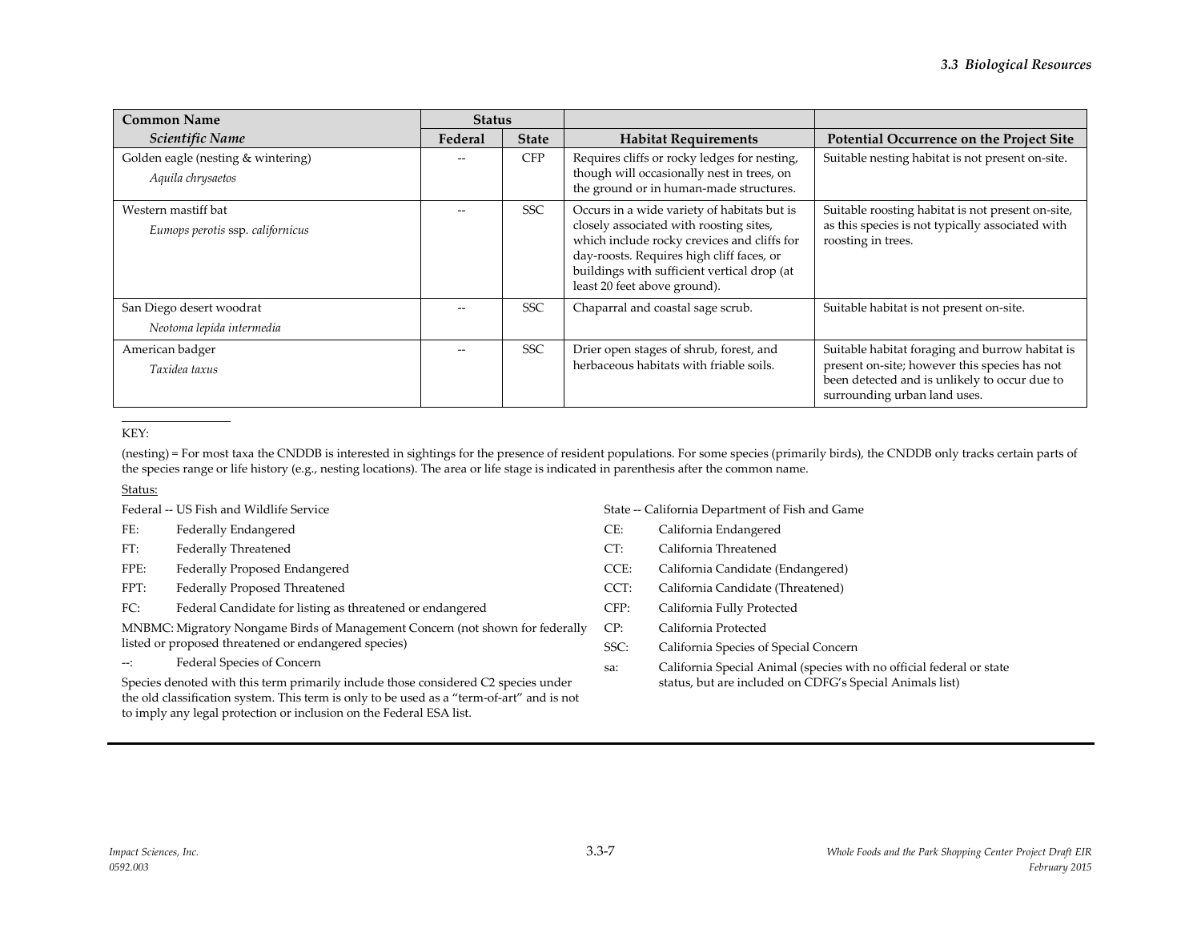| Common Name<br>*Scientific Name* | Status | | Habitat Requirements | Potential Occurrence on the Project Site |
|---|---|---|---|---|
| | Federal | State | | |
| Golden eagle (nesting & wintering)<br>*Aquila chrysaetos* | -- | CFP | Requires cliffs or rocky ledges for nesting, though will occasionally nest in trees, on the ground or in human-made structures. | Suitable nesting habitat is not present on-site. |
| Western mastiff bat<br>*Eumops perotis* ssp. *californicus* | -- | SSC | Occurs in a wide variety of habitats but is closely associated with roosting sites, which include rocky crevices and cliffs for day-roosts. Requires high cliff faces, or buildings with sufficient vertical drop (at least 20 feet above ground). | Suitable roosting habitat is not present on-site, as this species is not typically associated with roosting in trees. |
| San Diego desert woodrat<br>*Neotoma lepida intermedia* | -- | SSC | Chaparral and coastal sage scrub. | Suitable habitat is not present on-site. |
| American badger<br>*Taxidea taxus* | -- | SSC | Drier open stages of shrub, forest, and herbaceous habitats with friable soils. | Suitable habitat foraging and burrow habitat is present on-site; however this species has not been detected and is unlikely to occur due to surrounding urban land uses. |

KEY:

(nesting) = For most taxa the CNDDB is interested in sightings for the presence of resident populations. For some species (primarily birds), the CNDDB only tracks certain parts of the species range or life history (e.g., nesting locations). The area or life stage is indicated in parenthesis after the common name.

Status:

Federal -- US Fish and Wildlife Service

- FE: Federally Endangered
- FT: Federally Threatened
- FPE: Federally Proposed Endangered
- FPT: Federally Proposed Threatened
- FC: Federal Candidate for listing as threatened or endangered

MNBMC: Migratory Nongame Birds of Management Concern (not shown for federally listed or proposed threatened or endangered species)

--: Federal Species of Concern

Species denoted with this term primarily include those considered C2 species under the old classification system. This term is only to be used as a "term-of-art" and is not to imply any legal protection or inclusion on the Federal ESA list.

State -- California Department of Fish and Game

- CE: California Endangered
- CT: California Threatened
- CCE: California Candidate (Endangered)
- CCT: California Candidate (Threatened)
- CFP: California Fully Protected
- CP: California Protected
- SSC: California Species of Special Concern
- sa: California Special Animal (species with no official federal or state status, but are included on CDFG's Special Animals list)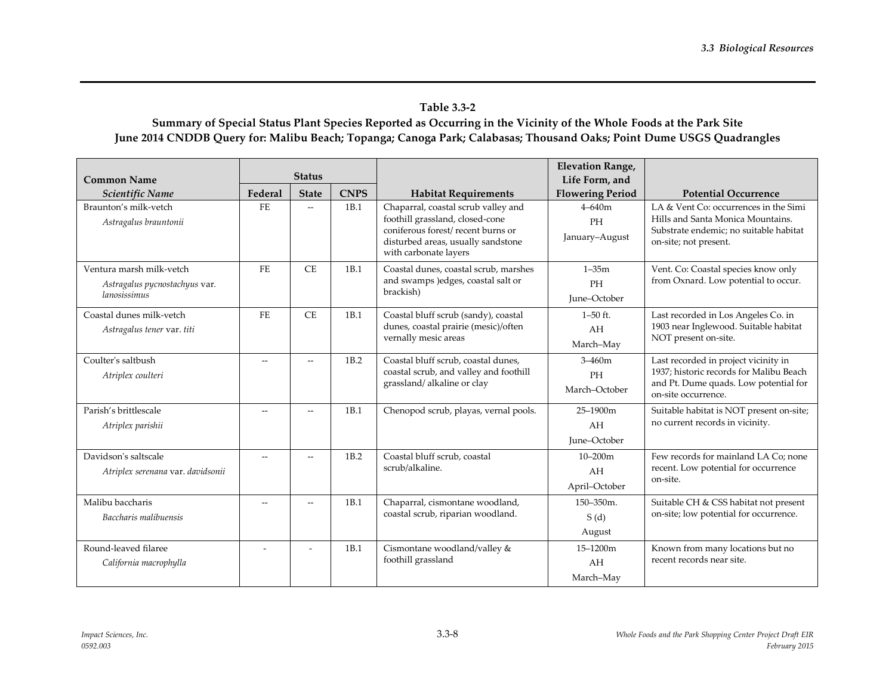**Table 3.3-2**

**Summary of Special Status Plant Species Reported as Occurring in the Vicinity of the Whole Foods at the Park Site**

**June 2014 CNDDB Query for: Malibu Beach; Topanga; Canoga Park; Calabasas; Thousand Oaks; Point Dume USGS Quadrangles**

| Common Name *Scientific Name* | Status | | | Habitat Requirements | Elevation Range, Life Form, and Flowering Period | Potential Occurrence |
|---|---|---|---|---|---|---|
| | Federal | State | CNPS | | | |
| Braunton's milk-vetch *Astragalus brauntonii* | FE | -- | 1B.1 | Chaparral, coastal scrub valley and foothill grassland, closed-cone coniferous forest/ recent burns or disturbed areas, usually sandstone with carbonate layers | 4–640m PH January–August | LA & Vent Co: occurrences in the Simi Hills and Santa Monica Mountains. Substrate endemic; no suitable habitat on-site; not present. |
| Ventura marsh milk-vetch *Astragalus pycnostachyus* var. *lanosissimus* | FE | CE | 1B.1 | Coastal dunes, coastal scrub, marshes and swamps )edges, coastal salt or brackish) | 1–35m PH June–October | Vent. Co: Coastal species know only from Oxnard. Low potential to occur. |
| Coastal dunes milk-vetch *Astragalus tener* var. *titi* | FE | CE | 1B.1 | Coastal bluff scrub (sandy), coastal dunes, coastal prairie (mesic)/often vernally mesic areas | 1–50 ft. AH March–May | Last recorded in Los Angeles Co. in 1903 near Inglewood. Suitable habitat NOT present on-site. |
| Coulter's saltbush *Atriplex coulteri* | -- | -- | 1B.2 | Coastal bluff scrub, coastal dunes, coastal scrub, and valley and foothill grassland/ alkaline or clay | 3–460m PH March–October | Last recorded in project vicinity in 1937; historic records for Malibu Beach and Pt. Dume quads. Low potential for on-site occurrence. |
| Parish's brittlescale *Atriplex parishii* | -- | -- | 1B.1 | Chenopod scrub, playas, vernal pools. | 25–1900m AH June–October | Suitable habitat is NOT present on-site; no current records in vicinity. |
| Davidson's saltscale *Atriplex serenana* var. *davidsonii* | -- | -- | 1B.2 | Coastal bluff scrub, coastal scrub/alkaline. | 10–200m AH April–October | Few records for mainland LA Co; none recent. Low potential for occurrence on-site. |
| Malibu baccharis *Baccharis malibuensis* | -- | -- | 1B.1 | Chaparral, cismontane woodland, coastal scrub, riparian woodland. | 150–350m. S (d) August | Suitable CH & CSS habitat not present on-site; low potential for occurrence. |
| Round-leaved filaree *California macrophylla* | - | - | 1B.1 | Cismontane woodland/valley & foothill grassland | 15–1200m AH March–May | Known from many locations but no recent records near site. |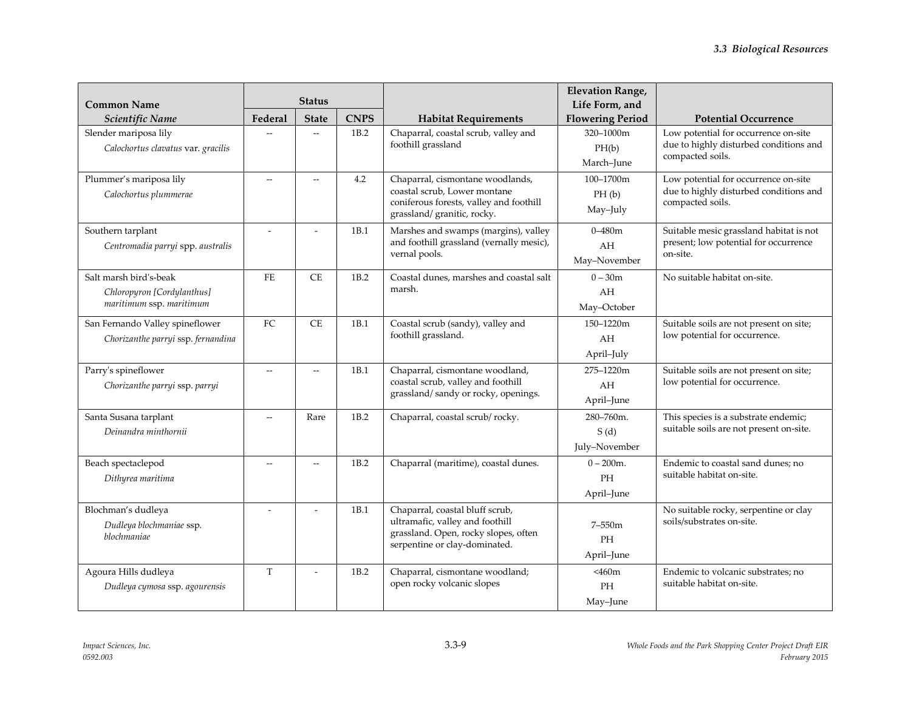| Common Name *Scientific Name* | Status | | | Habitat Requirements | Elevation Range, Life Form, and Flowering Period | Potential Occurrence |
|---|---|---|---|---|---|---|
| | Federal | State | CNPS | | | |
| Slender mariposa lily *Calochortus clavatus* var. *gracilis* | -- | -- | 1B.2 | Chaparral, coastal scrub, valley and foothill grassland | 320–1000m PH(b) March–June | Low potential for occurrence on-site due to highly disturbed conditions and compacted soils. |
| Plummer's mariposa lily *Calochortus plummerae* | -- | -- | 4.2 | Chaparral, cismontane woodlands, coastal scrub, Lower montane coniferous forests, valley and foothill grassland/ granitic, rocky. | 100–1700m PH (b) May–July | Low potential for occurrence on-site due to highly disturbed conditions and compacted soils. |
| Southern tarplant *Centromadia parryi* spp. *australis* | - | - | 1B.1 | Marshes and swamps (margins), valley and foothill grassland (vernally mesic), vernal pools. | 0–480m AH May–November | Suitable mesic grassland habitat is not present; low potential for occurrence on-site. |
| Salt marsh bird's-beak *Chloropyron [Cordylanthus] maritimum* ssp. *maritimum* | FE | CE | 1B.2 | Coastal dunes, marshes and coastal salt marsh. | 0 – 30m AH May–October | No suitable habitat on-site. |
| San Fernando Valley spineflower *Chorizanthe parryi* ssp. *fernandina* | FC | CE | 1B.1 | Coastal scrub (sandy), valley and foothill grassland. | 150–1220m AH April–July | Suitable soils are not present on site; low potential for occurrence. |
| Parry's spineflower *Chorizanthe parryi* ssp. *parryi* | -- | -- | 1B.1 | Chaparral, cismontane woodland, coastal scrub, valley and foothill grassland/ sandy or rocky, openings. | 275–1220m AH April–June | Suitable soils are not present on site; low potential for occurrence. |
| Santa Susana tarplant *Deinandra minthornii* | -- | Rare | 1B.2 | Chaparral, coastal scrub/ rocky. | 280–760m. S (d) July–November | This species is a substrate endemic; suitable soils are not present on-site. |
| Beach spectaclepod *Dithyrea maritima* | -- | -- | 1B.2 | Chaparral (maritime), coastal dunes. | 0 – 200m. PH April–June | Endemic to coastal sand dunes; no suitable habitat on-site. |
| Blochman's dudleya *Dudleya blochmaniae* ssp. *blochmaniae* | - | - | 1B.1 | Chaparral, coastal bluff scrub, ultramafic, valley and foothill grassland. Open, rocky slopes, often serpentine or clay-dominated. | 7–550m PH April–June | No suitable rocky, serpentine or clay soils/substrates on-site. |
| Agoura Hills dudleya *Dudleya cymosa* ssp. *agourensis* | T | - | 1B.2 | Chaparral, cismontane woodland; open rocky volcanic slopes | <460m PH May–June | Endemic to volcanic substrates; no suitable habitat on-site. |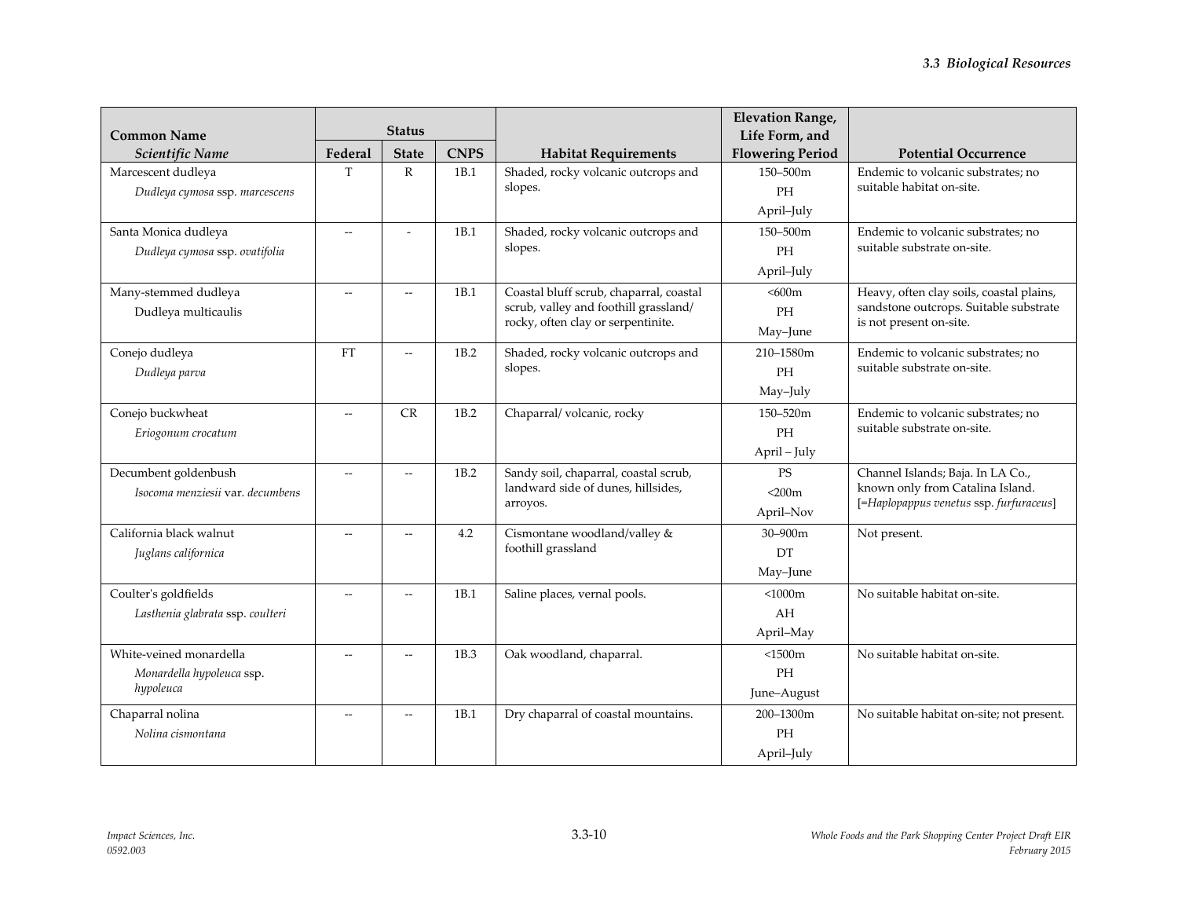| Common Name *Scientific Name* | Status | | | Habitat Requirements | Elevation Range, Life Form, and Flowering Period | Potential Occurrence |
|---|---|---|---|---|---|---|
| | Federal | State | CNPS | | | |
| Marcescent dudleya *Dudleya cymosa* ssp. *marcescens* | T | R | 1B.1 | Shaded, rocky volcanic outcrops and slopes. | 150–500m PH April–July | Endemic to volcanic substrates; no suitable habitat on-site. |
| Santa Monica dudleya *Dudleya cymosa* ssp. *ovatifolia* | -- | - | 1B.1 | Shaded, rocky volcanic outcrops and slopes. | 150–500m PH April–July | Endemic to volcanic substrates; no suitable substrate on-site. |
| Many-stemmed dudleya Dudleya multicaulis | -- | -- | 1B.1 | Coastal bluff scrub, chaparral, coastal scrub, valley and foothill grassland/ rocky, often clay or serpentinite. | <600m PH May–June | Heavy, often clay soils, coastal plains, sandstone outcrops. Suitable substrate is not present on-site. |
| Conejo dudleya *Dudleya parva* | FT | -- | 1B.2 | Shaded, rocky volcanic outcrops and slopes. | 210–1580m PH May–July | Endemic to volcanic substrates; no suitable substrate on-site. |
| Conejo buckwheat *Eriogonum crocatum* | -- | CR | 1B.2 | Chaparral/ volcanic, rocky | 150–520m PH April – July | Endemic to volcanic substrates; no suitable substrate on-site. |
| Decumbent goldenbush *Isocoma menziesii* var. *decumbens* | -- | -- | 1B.2 | Sandy soil, chaparral, coastal scrub, landward side of dunes, hillsides, arroyos. | PS <200m April–Nov | Channel Islands; Baja. In LA Co., known only from Catalina Island. [=*Haplopappus venetus* ssp. *furfuraceus*] |
| California black walnut *Juglans californica* | -- | -- | 4.2 | Cismontane woodland/valley & foothill grassland | 30–900m DT May–June | Not present. |
| Coulter's goldfields *Lasthenia glabrata* ssp. *coulteri* | -- | -- | 1B.1 | Saline places, vernal pools. | <1000m AH April–May | No suitable habitat on-site. |
| White-veined monardella *Monardella hypoleuca* ssp. *hypoleuca* | -- | -- | 1B.3 | Oak woodland, chaparral. | <1500m PH June–August | No suitable habitat on-site. |
| Chaparral nolina *Nolina cismontana* | -- | -- | 1B.1 | Dry chaparral of coastal mountains. | 200–1300m PH April–July | No suitable habitat on-site; not present. |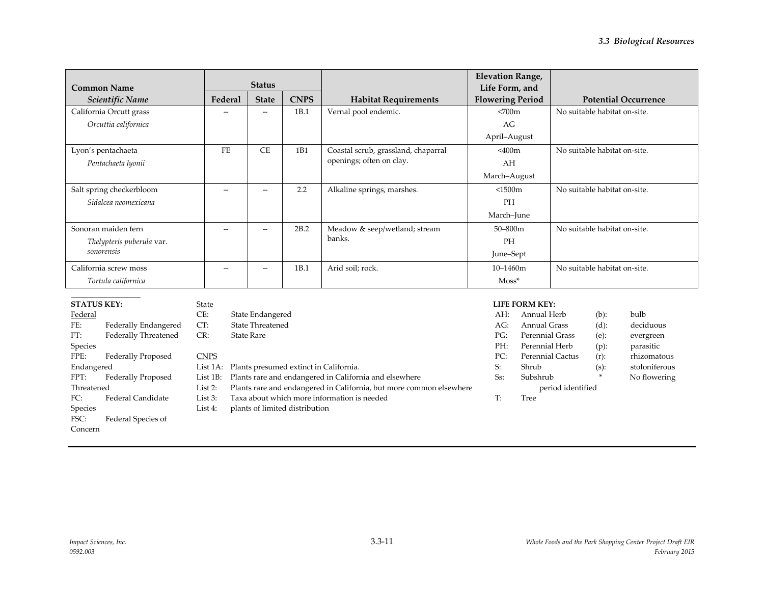| Common Name<br>*Scientific Name* | Status | | | Habitat Requirements | Elevation Range, Life Form, and Flowering Period | Potential Occurrence |
|---|---|---|---|---|---|---|
| | Federal | State | CNPS | | | |
| California Orcutt grass<br>*Orcuttia californica* | -- | -- | 1B.1 | Vernal pool endemic. | <700m<br>AG<br>April–August | No suitable habitat on-site. |
| Lyon's pentachaeta<br>*Pentachaeta lyonii* | FE | CE | 1B1 | Coastal scrub, grassland, chaparral openings; often on clay. | <400m<br>AH<br>March–August | No suitable habitat on-site. |
| Salt spring checkerbloom<br>*Sidalcea neomexicana* | -- | -- | 2.2 | Alkaline springs, marshes. | <1500m<br>PH<br>March–June | No suitable habitat on-site. |
| Sonoran maiden fern<br>*Thelypteris puberula* var. *sonorensis* | -- | -- | 2B.2 | Meadow & seep/wetland; stream banks. | 50–800m<br>PH<br>June–Sept | No suitable habitat on-site. |
| California screw moss<br>*Tortula californica* | -- | -- | 1B.1 | Arid soil; rock. | 10–1460m<br>Moss* | No suitable habitat on-site. |

**STATUS KEY:**

Federal
- FE: Federally Endangered
- FT: Federally Threatened Species
- FPE: Federally Proposed Endangered
- FPT: Federally Proposed Threatened
- FC: Federal Candidate Species
- FSC: Federal Species of Concern

State
- CE: State Endangered
- CT: State Threatened
- CR: State Rare

CNPS
- List 1A: Plants presumed extinct in California.
- List 1B: Plants rare and endangered in California and elsewhere
- List 2: Plants rare and endangered in California, but more common elsewhere
- List 3: Taxa about which more information is needed
- List 4: plants of limited distribution

**LIFE FORM KEY:**
- AH: Annual Herb
- AG: Annual Grass
- PG: Perennial Grass
- PH: Perennial Herb
- PC: Perennial Cactus
- S: Shrub
- Ss: Subshrub
- T: Tree
- (b): bulb
- (d): deciduous
- (e): evergreen
- (p): parasitic
- (r): rhizomatous
- (s): stoloniferous
- *: No flowering period identified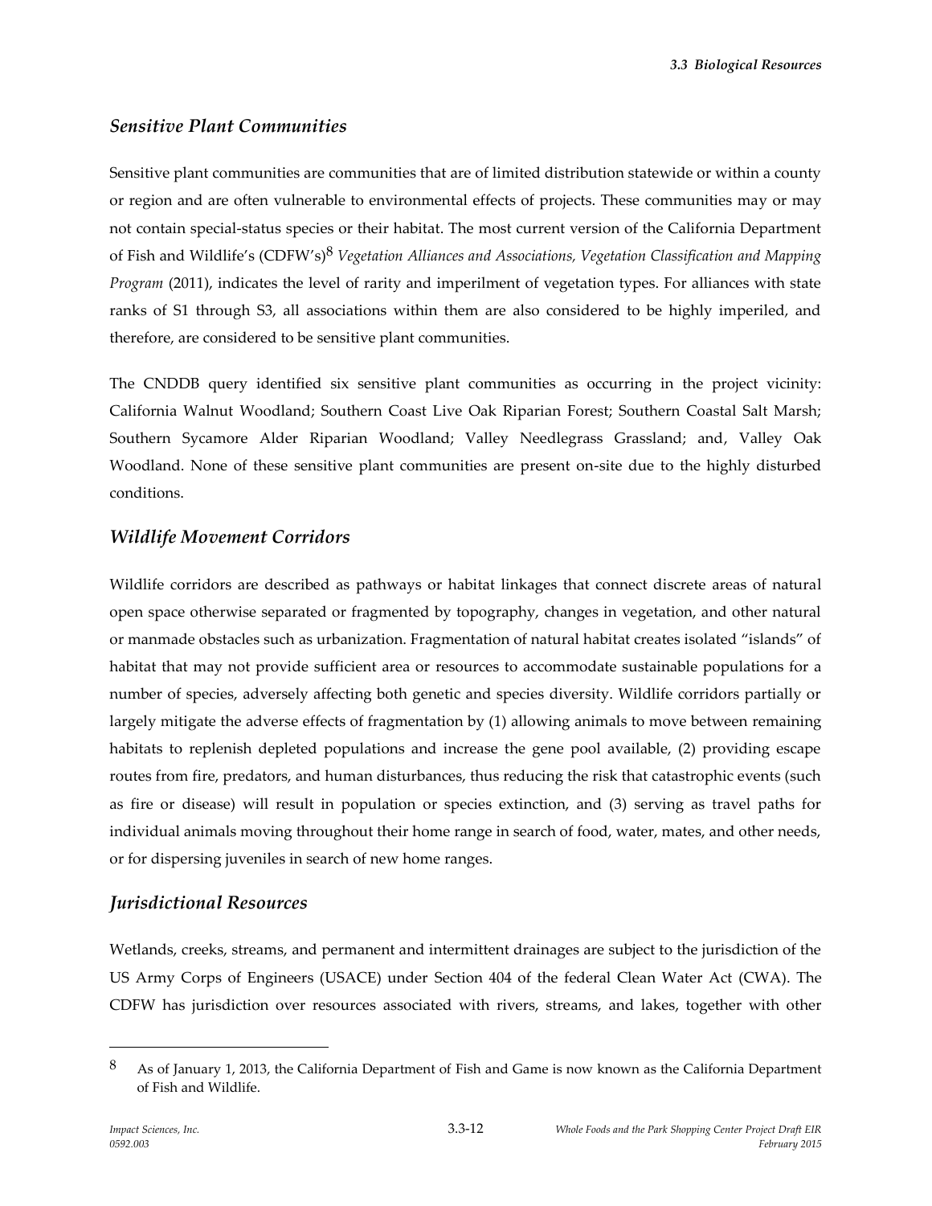## *Sensitive Plant Communities*

Sensitive plant communities are communities that are of limited distribution statewide or within a county or region and are often vulnerable to environmental effects of projects. These communities may or may not contain special-status species or their habitat. The most current version of the California Department of Fish and Wildlife's (CDFW's)[8] *Vegetation Alliances and Associations, Vegetation Classification and Mapping Program* (2011), indicates the level of rarity and imperilment of vegetation types. For alliances with state ranks of S1 through S3, all associations within them are also considered to be highly imperiled, and therefore, are considered to be sensitive plant communities.

The CNDDB query identified six sensitive plant communities as occurring in the project vicinity: California Walnut Woodland; Southern Coast Live Oak Riparian Forest; Southern Coastal Salt Marsh; Southern Sycamore Alder Riparian Woodland; Valley Needlegrass Grassland; and, Valley Oak Woodland. None of these sensitive plant communities are present on-site due to the highly disturbed conditions.

## *Wildlife Movement Corridors*

Wildlife corridors are described as pathways or habitat linkages that connect discrete areas of natural open space otherwise separated or fragmented by topography, changes in vegetation, and other natural or manmade obstacles such as urbanization. Fragmentation of natural habitat creates isolated "islands" of habitat that may not provide sufficient area or resources to accommodate sustainable populations for a number of species, adversely affecting both genetic and species diversity. Wildlife corridors partially or largely mitigate the adverse effects of fragmentation by (1) allowing animals to move between remaining habitats to replenish depleted populations and increase the gene pool available, (2) providing escape routes from fire, predators, and human disturbances, thus reducing the risk that catastrophic events (such as fire or disease) will result in population or species extinction, and (3) serving as travel paths for individual animals moving throughout their home range in search of food, water, mates, and other needs, or for dispersing juveniles in search of new home ranges.

## *Jurisdictional Resources*

Wetlands, creeks, streams, and permanent and intermittent drainages are subject to the jurisdiction of the US Army Corps of Engineers (USACE) under Section 404 of the federal Clean Water Act (CWA). The CDFW has jurisdiction over resources associated with rivers, streams, and lakes, together with other

---

[8] As of January 1, 2013, the California Department of Fish and Game is now known as the California Department of Fish and Wildlife.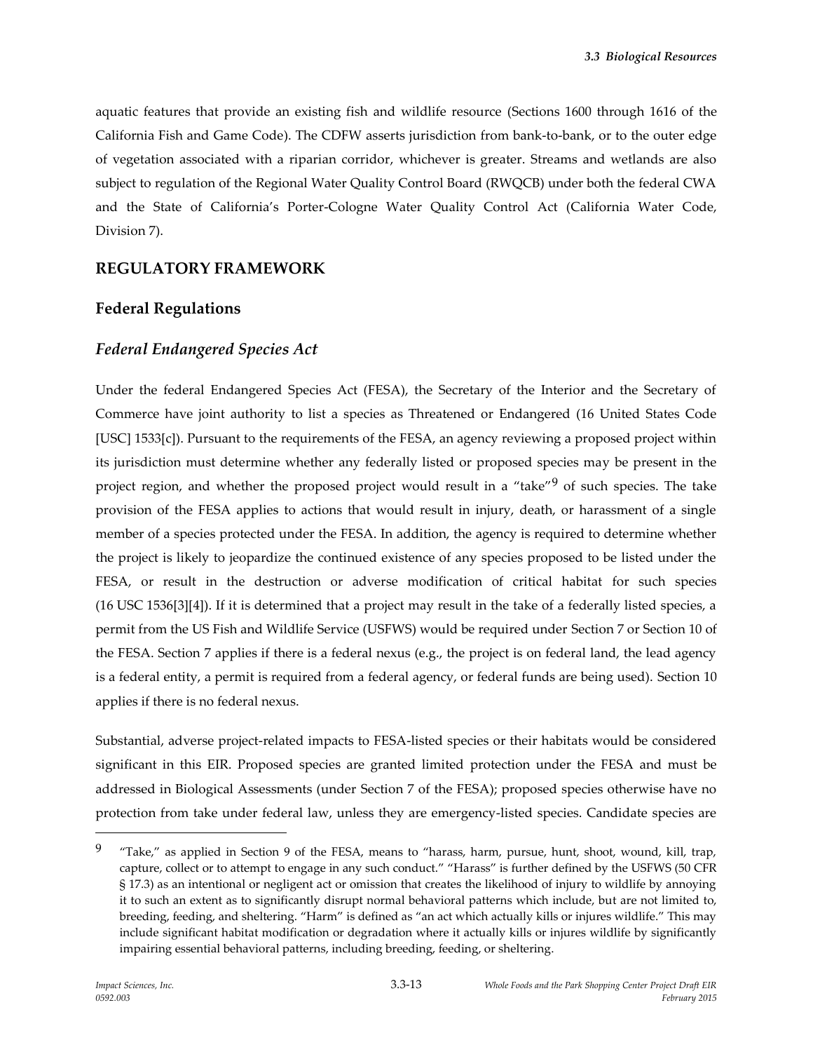aquatic features that provide an existing fish and wildlife resource (Sections 1600 through 1616 of the California Fish and Game Code). The CDFW asserts jurisdiction from bank-to-bank, or to the outer edge of vegetation associated with a riparian corridor, whichever is greater. Streams and wetlands are also subject to regulation of the Regional Water Quality Control Board (RWQCB) under both the federal CWA and the State of California's Porter-Cologne Water Quality Control Act (California Water Code, Division 7).

## REGULATORY FRAMEWORK

## Federal Regulations

### *Federal Endangered Species Act*

Under the federal Endangered Species Act (FESA), the Secretary of the Interior and the Secretary of Commerce have joint authority to list a species as Threatened or Endangered (16 United States Code [USC] 1533[c]). Pursuant to the requirements of the FESA, an agency reviewing a proposed project within its jurisdiction must determine whether any federally listed or proposed species may be present in the project region, and whether the proposed project would result in a "take"[9] of such species. The take provision of the FESA applies to actions that would result in injury, death, or harassment of a single member of a species protected under the FESA. In addition, the agency is required to determine whether the project is likely to jeopardize the continued existence of any species proposed to be listed under the FESA, or result in the destruction or adverse modification of critical habitat for such species (16 USC 1536[3][4]). If it is determined that a project may result in the take of a federally listed species, a permit from the US Fish and Wildlife Service (USFWS) would be required under Section 7 or Section 10 of the FESA. Section 7 applies if there is a federal nexus (e.g., the project is on federal land, the lead agency is a federal entity, a permit is required from a federal agency, or federal funds are being used). Section 10 applies if there is no federal nexus.

Substantial, adverse project-related impacts to FESA-listed species or their habitats would be considered significant in this EIR. Proposed species are granted limited protection under the FESA and must be addressed in Biological Assessments (under Section 7 of the FESA); proposed species otherwise have no protection from take under federal law, unless they are emergency-listed species. Candidate species are

---

[9] "Take," as applied in Section 9 of the FESA, means to "harass, harm, pursue, hunt, shoot, wound, kill, trap, capture, collect or to attempt to engage in any such conduct." "Harass" is further defined by the USFWS (50 CFR § 17.3) as an intentional or negligent act or omission that creates the likelihood of injury to wildlife by annoying it to such an extent as to significantly disrupt normal behavioral patterns which include, but are not limited to, breeding, feeding, and sheltering. "Harm" is defined as "an act which actually kills or injures wildlife." This may include significant habitat modification or degradation where it actually kills or injures wildlife by significantly impairing essential behavioral patterns, including breeding, feeding, or sheltering.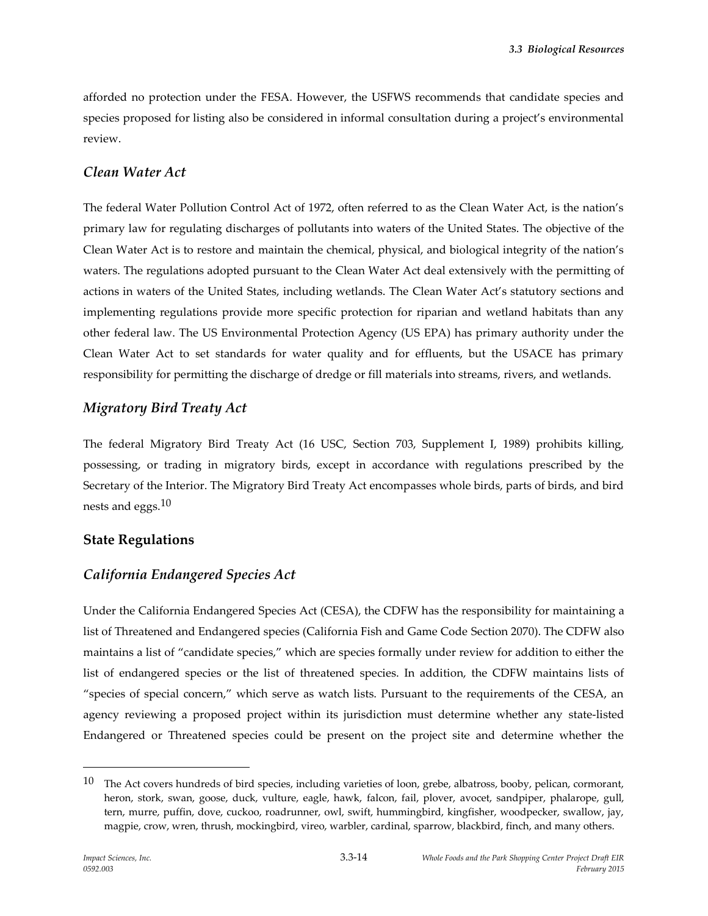afforded no protection under the FESA. However, the USFWS recommends that candidate species and species proposed for listing also be considered in informal consultation during a project's environmental review.

### *Clean Water Act*

The federal Water Pollution Control Act of 1972, often referred to as the Clean Water Act, is the nation's primary law for regulating discharges of pollutants into waters of the United States. The objective of the Clean Water Act is to restore and maintain the chemical, physical, and biological integrity of the nation's waters. The regulations adopted pursuant to the Clean Water Act deal extensively with the permitting of actions in waters of the United States, including wetlands. The Clean Water Act's statutory sections and implementing regulations provide more specific protection for riparian and wetland habitats than any other federal law. The US Environmental Protection Agency (US EPA) has primary authority under the Clean Water Act to set standards for water quality and for effluents, but the USACE has primary responsibility for permitting the discharge of dredge or fill materials into streams, rivers, and wetlands.

### *Migratory Bird Treaty Act*

The federal Migratory Bird Treaty Act (16 USC, Section 703, Supplement I, 1989) prohibits killing, possessing, or trading in migratory birds, except in accordance with regulations prescribed by the Secretary of the Interior. The Migratory Bird Treaty Act encompasses whole birds, parts of birds, and bird nests and eggs.[10]

## State Regulations

### *California Endangered Species Act*

Under the California Endangered Species Act (CESA), the CDFW has the responsibility for maintaining a list of Threatened and Endangered species (California Fish and Game Code Section 2070). The CDFW also maintains a list of "candidate species," which are species formally under review for addition to either the list of endangered species or the list of threatened species. In addition, the CDFW maintains lists of "species of special concern," which serve as watch lists. Pursuant to the requirements of the CESA, an agency reviewing a proposed project within its jurisdiction must determine whether any state-listed Endangered or Threatened species could be present on the project site and determine whether the

---

[10] The Act covers hundreds of bird species, including varieties of loon, grebe, albatross, booby, pelican, cormorant, heron, stork, swan, goose, duck, vulture, eagle, hawk, falcon, fail, plover, avocet, sandpiper, phalarope, gull, tern, murre, puffin, dove, cuckoo, roadrunner, owl, swift, hummingbird, kingfisher, woodpecker, swallow, jay, magpie, crow, wren, thrush, mockingbird, vireo, warbler, cardinal, sparrow, blackbird, finch, and many others.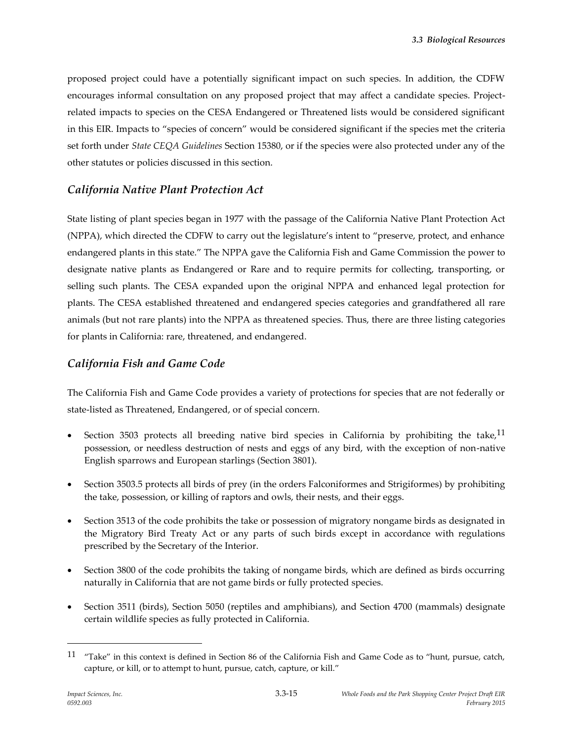proposed project could have a potentially significant impact on such species. In addition, the CDFW encourages informal consultation on any proposed project that may affect a candidate species. Project-related impacts to species on the CESA Endangered or Threatened lists would be considered significant in this EIR. Impacts to "species of concern" would be considered significant if the species met the criteria set forth under *State CEQA Guidelines* Section 15380, or if the species were also protected under any of the other statutes or policies discussed in this section.

## *California Native Plant Protection Act*

State listing of plant species began in 1977 with the passage of the California Native Plant Protection Act (NPPA), which directed the CDFW to carry out the legislature's intent to "preserve, protect, and enhance endangered plants in this state." The NPPA gave the California Fish and Game Commission the power to designate native plants as Endangered or Rare and to require permits for collecting, transporting, or selling such plants. The CESA expanded upon the original NPPA and enhanced legal protection for plants. The CESA established threatened and endangered species categories and grandfathered all rare animals (but not rare plants) into the NPPA as threatened species. Thus, there are three listing categories for plants in California: rare, threatened, and endangered.

## *California Fish and Game Code*

The California Fish and Game Code provides a variety of protections for species that are not federally or state-listed as Threatened, Endangered, or of special concern.

- Section 3503 protects all breeding native bird species in California by prohibiting the take,[11] possession, or needless destruction of nests and eggs of any bird, with the exception of non-native English sparrows and European starlings (Section 3801).
- Section 3503.5 protects all birds of prey (in the orders Falconiformes and Strigiformes) by prohibiting the take, possession, or killing of raptors and owls, their nests, and their eggs.
- Section 3513 of the code prohibits the take or possession of migratory nongame birds as designated in the Migratory Bird Treaty Act or any parts of such birds except in accordance with regulations prescribed by the Secretary of the Interior.
- Section 3800 of the code prohibits the taking of nongame birds, which are defined as birds occurring naturally in California that are not game birds or fully protected species.
- Section 3511 (birds), Section 5050 (reptiles and amphibians), and Section 4700 (mammals) designate certain wildlife species as fully protected in California.

---

[11] "Take" in this context is defined in Section 86 of the California Fish and Game Code as to "hunt, pursue, catch, capture, or kill, or to attempt to hunt, pursue, catch, capture, or kill."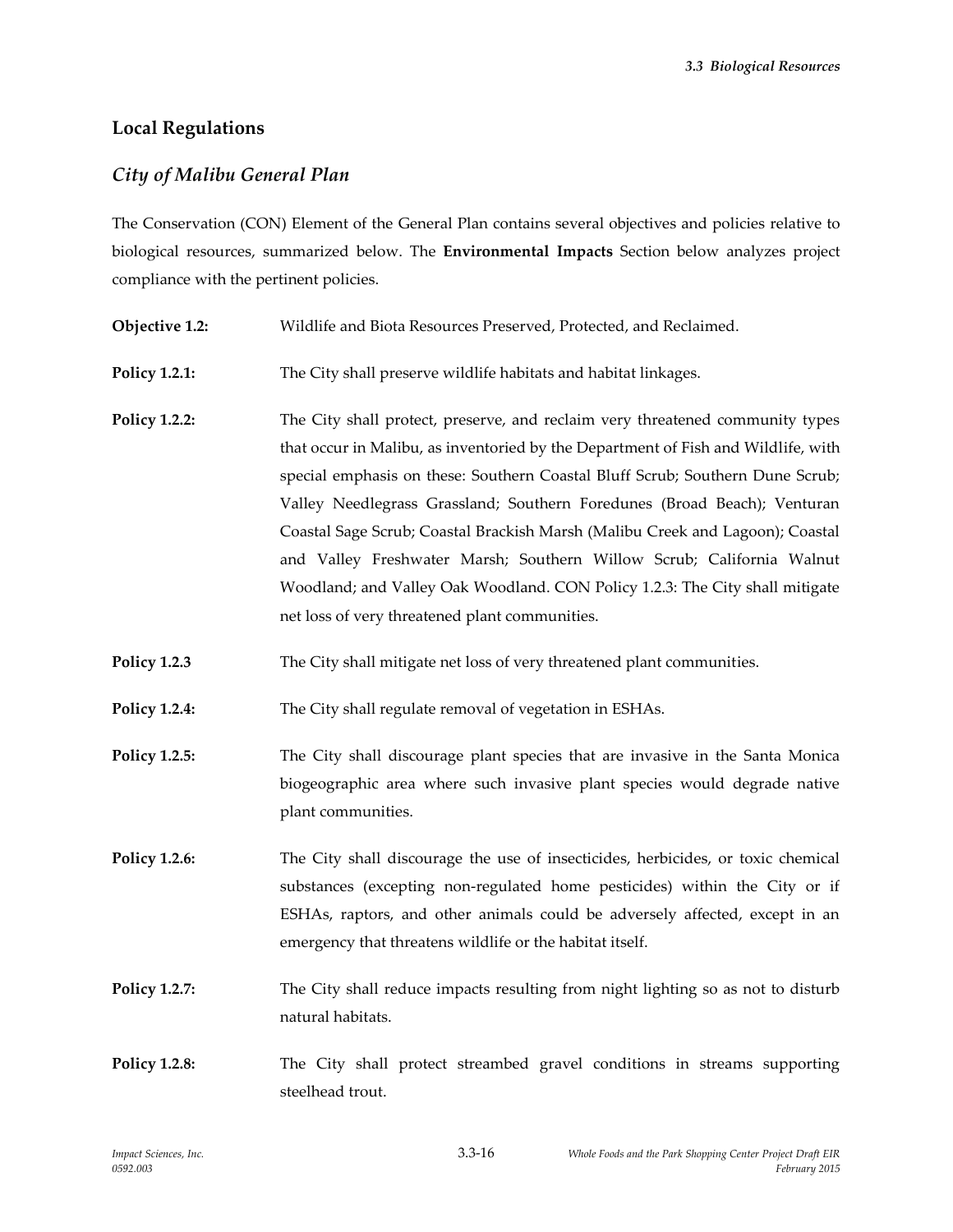## Local Regulations

### *City of Malibu General Plan*

The Conservation (CON) Element of the General Plan contains several objectives and policies relative to biological resources, summarized below. The **Environmental Impacts** Section below analyzes project compliance with the pertinent policies.

**Objective 1.2:** Wildlife and Biota Resources Preserved, Protected, and Reclaimed.

**Policy 1.2.1:** The City shall preserve wildlife habitats and habitat linkages.

**Policy 1.2.2:** The City shall protect, preserve, and reclaim very threatened community types that occur in Malibu, as inventoried by the Department of Fish and Wildlife, with special emphasis on these: Southern Coastal Bluff Scrub; Southern Dune Scrub; Valley Needlegrass Grassland; Southern Foredunes (Broad Beach); Venturan Coastal Sage Scrub; Coastal Brackish Marsh (Malibu Creek and Lagoon); Coastal and Valley Freshwater Marsh; Southern Willow Scrub; California Walnut Woodland; and Valley Oak Woodland. CON Policy 1.2.3: The City shall mitigate net loss of very threatened plant communities.

**Policy 1.2.3** The City shall mitigate net loss of very threatened plant communities.

**Policy 1.2.4:** The City shall regulate removal of vegetation in ESHAs.

**Policy 1.2.5:** The City shall discourage plant species that are invasive in the Santa Monica biogeographic area where such invasive plant species would degrade native plant communities.

**Policy 1.2.6:** The City shall discourage the use of insecticides, herbicides, or toxic chemical substances (excepting non-regulated home pesticides) within the City or if ESHAs, raptors, and other animals could be adversely affected, except in an emergency that threatens wildlife or the habitat itself.

**Policy 1.2.7:** The City shall reduce impacts resulting from night lighting so as not to disturb natural habitats.

**Policy 1.2.8:** The City shall protect streambed gravel conditions in streams supporting steelhead trout.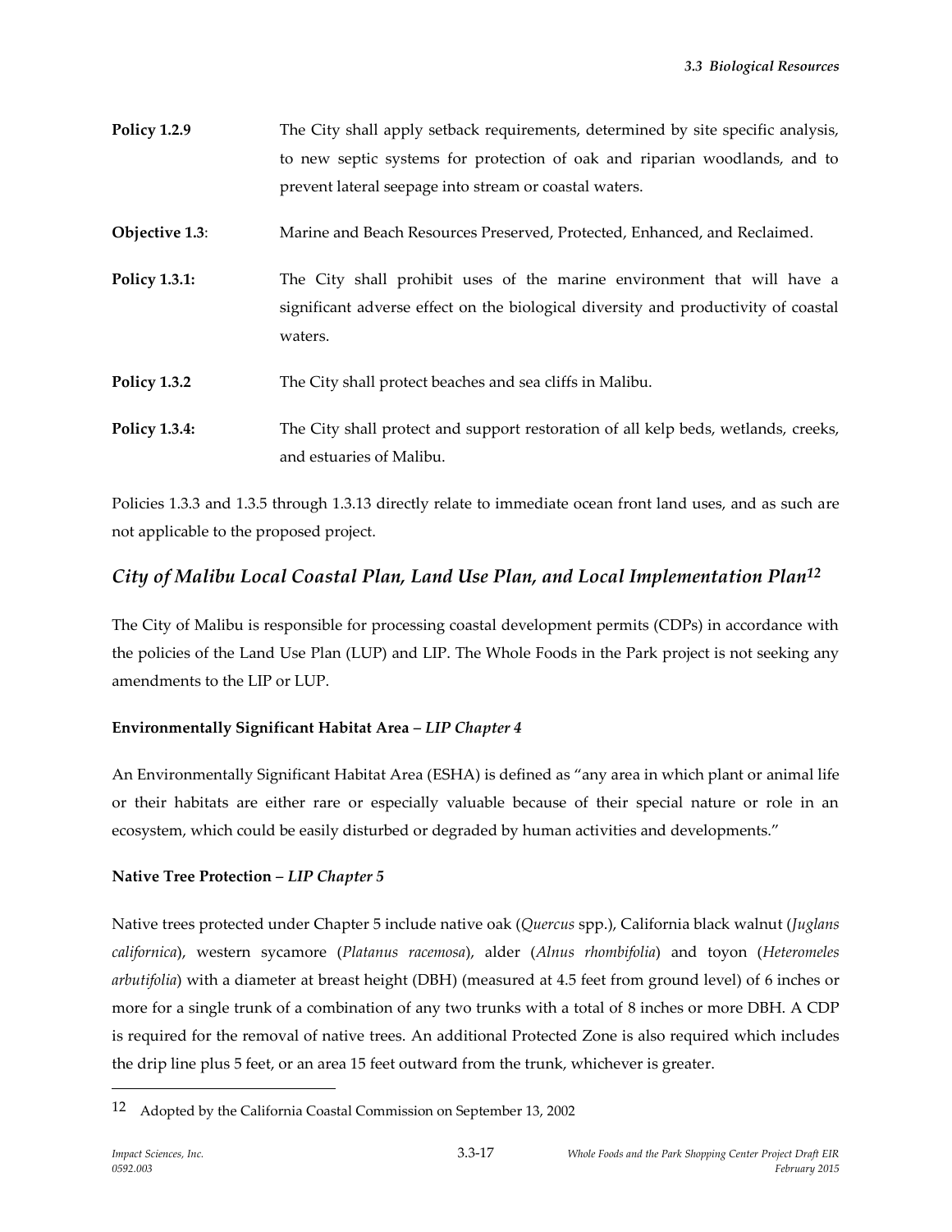**Policy 1.2.9** The City shall apply setback requirements, determined by site specific analysis, to new septic systems for protection of oak and riparian woodlands, and to prevent lateral seepage into stream or coastal waters.

**Objective 1.3**: Marine and Beach Resources Preserved, Protected, Enhanced, and Reclaimed.

**Policy 1.3.1:** The City shall prohibit uses of the marine environment that will have a significant adverse effect on the biological diversity and productivity of coastal waters.

**Policy 1.3.2** The City shall protect beaches and sea cliffs in Malibu.

**Policy 1.3.4:** The City shall protect and support restoration of all kelp beds, wetlands, creeks, and estuaries of Malibu.

Policies 1.3.3 and 1.3.5 through 1.3.13 directly relate to immediate ocean front land uses, and as such are not applicable to the proposed project.

## *City of Malibu Local Coastal Plan, Land Use Plan, and Local Implementation Plan[12]*

The City of Malibu is responsible for processing coastal development permits (CDPs) in accordance with the policies of the Land Use Plan (LUP) and LIP. The Whole Foods in the Park project is not seeking any amendments to the LIP or LUP.

**Environmentally Significant Habitat Area –** ***LIP Chapter 4***

An Environmentally Significant Habitat Area (ESHA) is defined as "any area in which plant or animal life or their habitats are either rare or especially valuable because of their special nature or role in an ecosystem, which could be easily disturbed or degraded by human activities and developments."

**Native Tree Protection –** ***LIP Chapter 5***

Native trees protected under Chapter 5 include native oak (*Quercus* spp.), California black walnut (*Juglans californica*), western sycamore (*Platanus racemosa*), alder (*Alnus rhombifolia*) and toyon (*Heteromeles arbutifolia*) with a diameter at breast height (DBH) (measured at 4.5 feet from ground level) of 6 inches or more for a single trunk of a combination of any two trunks with a total of 8 inches or more DBH. A CDP is required for the removal of native trees. An additional Protected Zone is also required which includes the drip line plus 5 feet, or an area 15 feet outward from the trunk, whichever is greater.

---

12 Adopted by the California Coastal Commission on September 13, 2002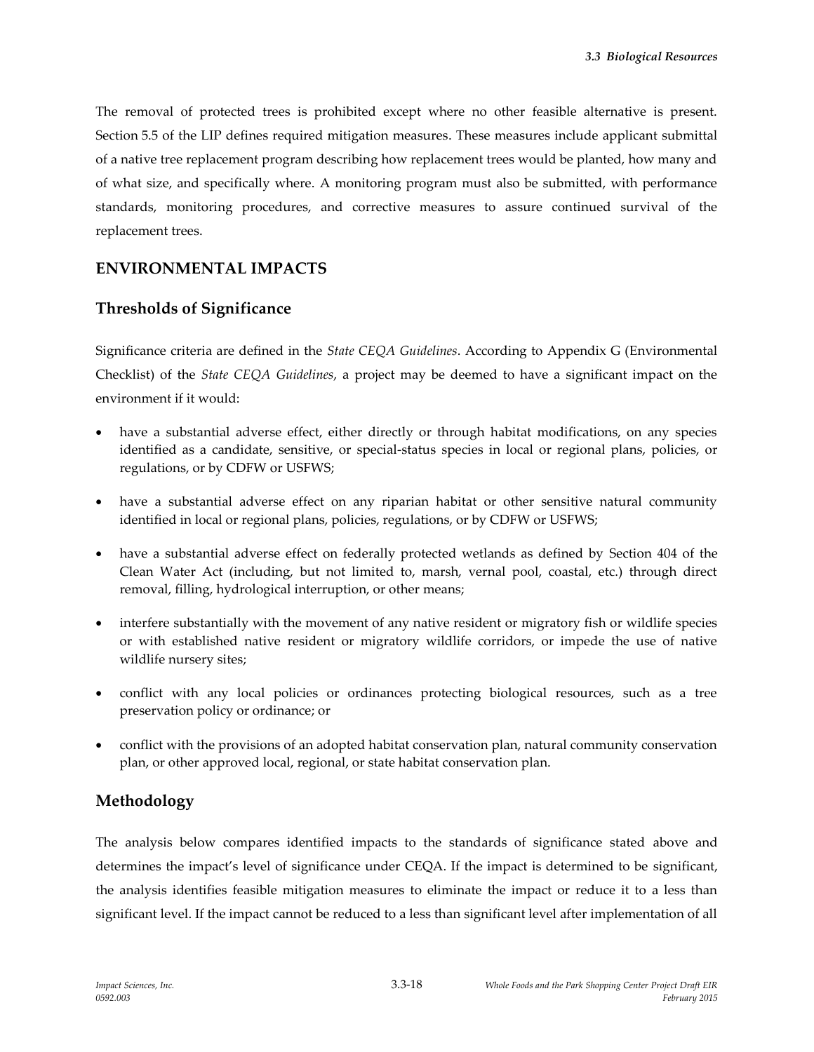The removal of protected trees is prohibited except where no other feasible alternative is present. Section 5.5 of the LIP defines required mitigation measures. These measures include applicant submittal of a native tree replacement program describing how replacement trees would be planted, how many and of what size, and specifically where. A monitoring program must also be submitted, with performance standards, monitoring procedures, and corrective measures to assure continued survival of the replacement trees.

## ENVIRONMENTAL IMPACTS

### Thresholds of Significance

Significance criteria are defined in the *State CEQA Guidelines*. According to Appendix G (Environmental Checklist) of the *State CEQA Guidelines*, a project may be deemed to have a significant impact on the environment if it would:

- have a substantial adverse effect, either directly or through habitat modifications, on any species identified as a candidate, sensitive, or special-status species in local or regional plans, policies, or regulations, or by CDFW or USFWS;
- have a substantial adverse effect on any riparian habitat or other sensitive natural community identified in local or regional plans, policies, regulations, or by CDFW or USFWS;
- have a substantial adverse effect on federally protected wetlands as defined by Section 404 of the Clean Water Act (including, but not limited to, marsh, vernal pool, coastal, etc.) through direct removal, filling, hydrological interruption, or other means;
- interfere substantially with the movement of any native resident or migratory fish or wildlife species or with established native resident or migratory wildlife corridors, or impede the use of native wildlife nursery sites;
- conflict with any local policies or ordinances protecting biological resources, such as a tree preservation policy or ordinance; or
- conflict with the provisions of an adopted habitat conservation plan, natural community conservation plan, or other approved local, regional, or state habitat conservation plan.

### Methodology

The analysis below compares identified impacts to the standards of significance stated above and determines the impact's level of significance under CEQA. If the impact is determined to be significant, the analysis identifies feasible mitigation measures to eliminate the impact or reduce it to a less than significant level. If the impact cannot be reduced to a less than significant level after implementation of all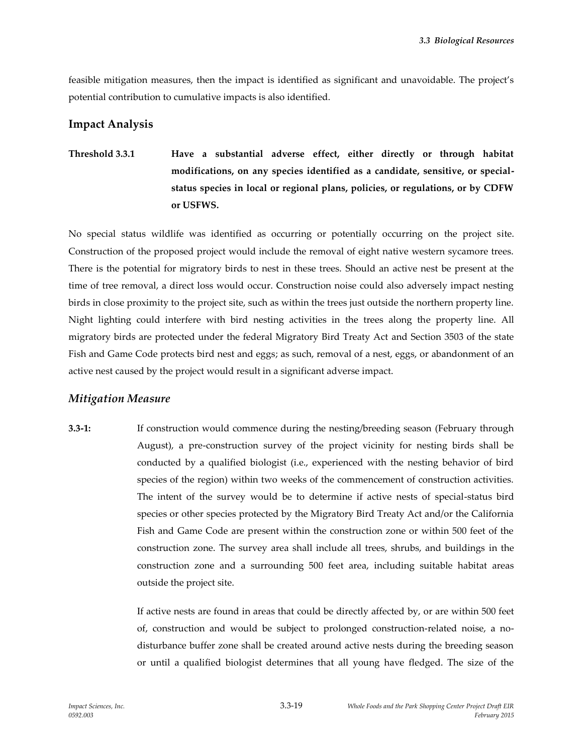feasible mitigation measures, then the impact is identified as significant and unavoidable. The project's potential contribution to cumulative impacts is also identified.

## Impact Analysis

**Threshold 3.3.1** **Have a substantial adverse effect, either directly or through habitat modifications, on any species identified as a candidate, sensitive, or special-status species in local or regional plans, policies, or regulations, or by CDFW or USFWS.**

No special status wildlife was identified as occurring or potentially occurring on the project site. Construction of the proposed project would include the removal of eight native western sycamore trees. There is the potential for migratory birds to nest in these trees. Should an active nest be present at the time of tree removal, a direct loss would occur. Construction noise could also adversely impact nesting birds in close proximity to the project site, such as within the trees just outside the northern property line. Night lighting could interfere with bird nesting activities in the trees along the property line. All migratory birds are protected under the federal Migratory Bird Treaty Act and Section 3503 of the state Fish and Game Code protects bird nest and eggs; as such, removal of a nest, eggs, or abandonment of an active nest caused by the project would result in a significant adverse impact.

### *Mitigation Measure*

**3.3-1:** If construction would commence during the nesting/breeding season (February through August), a pre-construction survey of the project vicinity for nesting birds shall be conducted by a qualified biologist (i.e., experienced with the nesting behavior of bird species of the region) within two weeks of the commencement of construction activities. The intent of the survey would be to determine if active nests of special-status bird species or other species protected by the Migratory Bird Treaty Act and/or the California Fish and Game Code are present within the construction zone or within 500 feet of the construction zone. The survey area shall include all trees, shrubs, and buildings in the construction zone and a surrounding 500 feet area, including suitable habitat areas outside the project site.

If active nests are found in areas that could be directly affected by, or are within 500 feet of, construction and would be subject to prolonged construction-related noise, a no-disturbance buffer zone shall be created around active nests during the breeding season or until a qualified biologist determines that all young have fledged. The size of the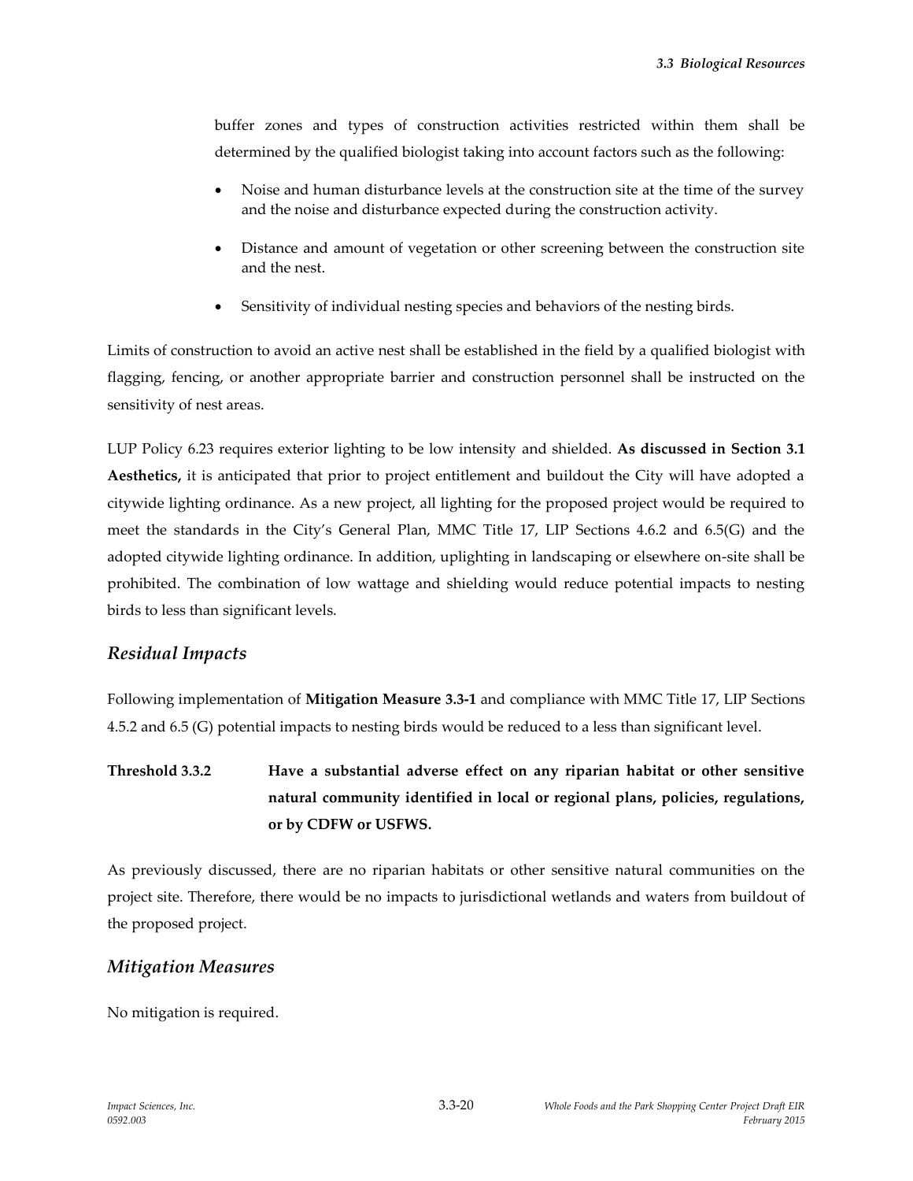buffer zones and types of construction activities restricted within them shall be determined by the qualified biologist taking into account factors such as the following:

- Noise and human disturbance levels at the construction site at the time of the survey and the noise and disturbance expected during the construction activity.
- Distance and amount of vegetation or other screening between the construction site and the nest.
- Sensitivity of individual nesting species and behaviors of the nesting birds.

Limits of construction to avoid an active nest shall be established in the field by a qualified biologist with flagging, fencing, or another appropriate barrier and construction personnel shall be instructed on the sensitivity of nest areas.

LUP Policy 6.23 requires exterior lighting to be low intensity and shielded. **As discussed in Section 3.1 Aesthetics,** it is anticipated that prior to project entitlement and buildout the City will have adopted a citywide lighting ordinance. As a new project, all lighting for the proposed project would be required to meet the standards in the City's General Plan, MMC Title 17, LIP Sections 4.6.2 and 6.5(G) and the adopted citywide lighting ordinance. In addition, uplighting in landscaping or elsewhere on-site shall be prohibited. The combination of low wattage and shielding would reduce potential impacts to nesting birds to less than significant levels.

## *Residual Impacts*

Following implementation of **Mitigation Measure 3.3-1** and compliance with MMC Title 17, LIP Sections 4.5.2 and 6.5 (G) potential impacts to nesting birds would be reduced to a less than significant level.

**Threshold 3.3.2 Have a substantial adverse effect on any riparian habitat or other sensitive natural community identified in local or regional plans, policies, regulations, or by CDFW or USFWS.**

As previously discussed, there are no riparian habitats or other sensitive natural communities on the project site. Therefore, there would be no impacts to jurisdictional wetlands and waters from buildout of the proposed project.

## *Mitigation Measures*

No mitigation is required.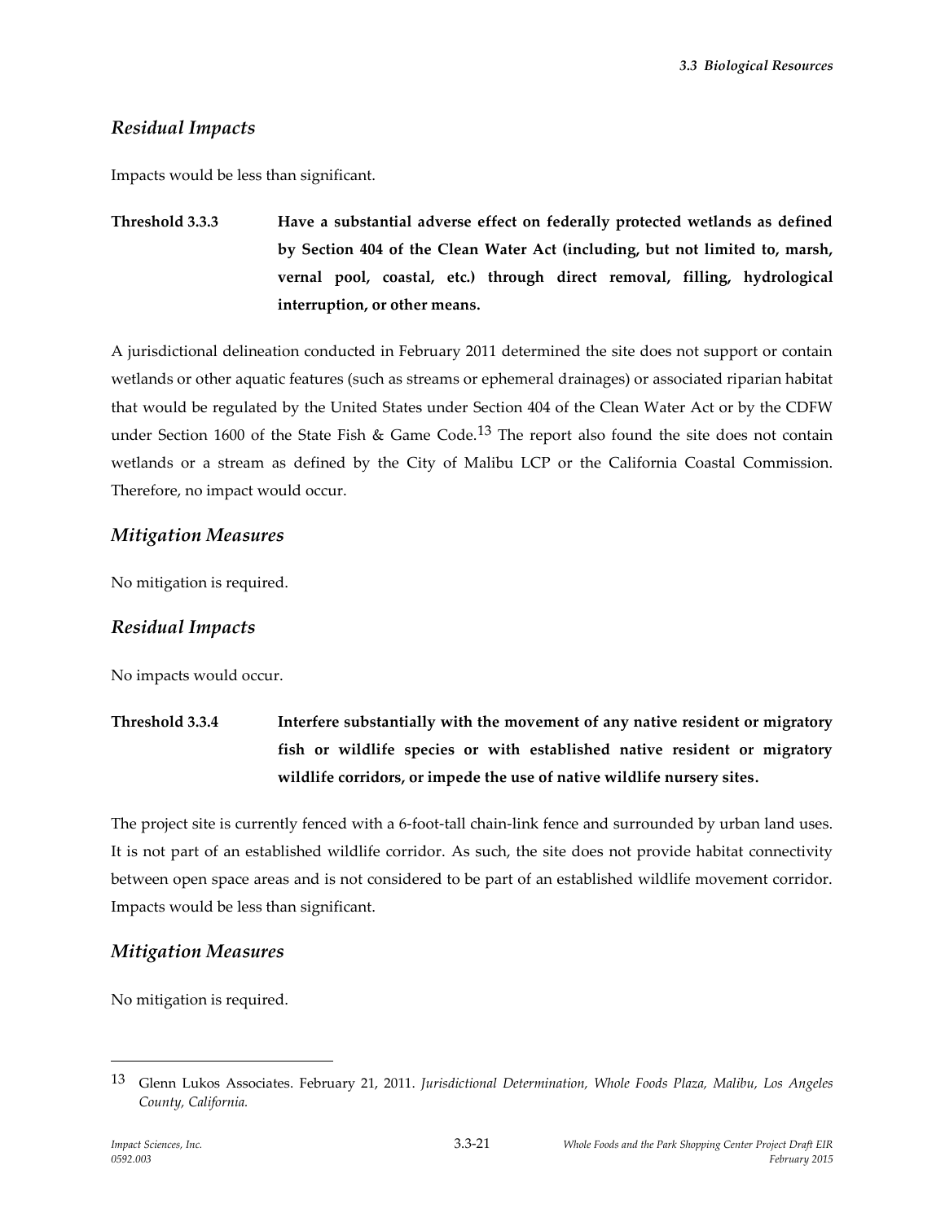### *Residual Impacts*

Impacts would be less than significant.

**Threshold 3.3.3 Have a substantial adverse effect on federally protected wetlands as defined by Section 404 of the Clean Water Act (including, but not limited to, marsh, vernal pool, coastal, etc.) through direct removal, filling, hydrological interruption, or other means.**

A jurisdictional delineation conducted in February 2011 determined the site does not support or contain wetlands or other aquatic features (such as streams or ephemeral drainages) or associated riparian habitat that would be regulated by the United States under Section 404 of the Clean Water Act or by the CDFW under Section 1600 of the State Fish & Game Code.[13] The report also found the site does not contain wetlands or a stream as defined by the City of Malibu LCP or the California Coastal Commission. Therefore, no impact would occur.

### *Mitigation Measures*

No mitigation is required.

### *Residual Impacts*

No impacts would occur.

**Threshold 3.3.4 Interfere substantially with the movement of any native resident or migratory fish or wildlife species or with established native resident or migratory wildlife corridors, or impede the use of native wildlife nursery sites.**

The project site is currently fenced with a 6-foot-tall chain-link fence and surrounded by urban land uses. It is not part of an established wildlife corridor. As such, the site does not provide habitat connectivity between open space areas and is not considered to be part of an established wildlife movement corridor. Impacts would be less than significant.

### *Mitigation Measures*

No mitigation is required.

---

[13] Glenn Lukos Associates. February 21, 2011. *Jurisdictional Determination, Whole Foods Plaza, Malibu, Los Angeles County, California.*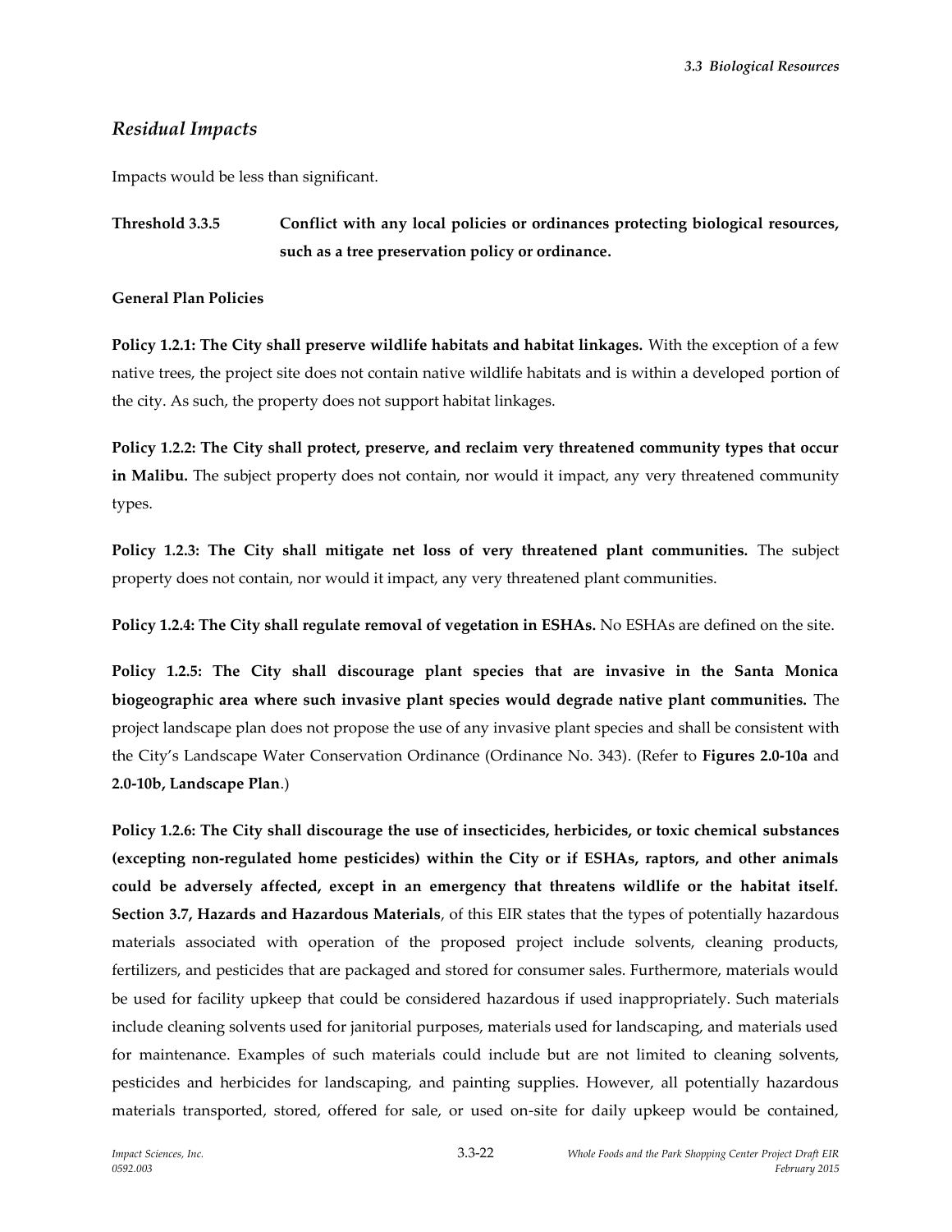## *Residual Impacts*

Impacts would be less than significant.

**Threshold 3.3.5 Conflict with any local policies or ordinances protecting biological resources, such as a tree preservation policy or ordinance.**

**General Plan Policies**

**Policy 1.2.1: The City shall preserve wildlife habitats and habitat linkages.** With the exception of a few native trees, the project site does not contain native wildlife habitats and is within a developed portion of the city. As such, the property does not support habitat linkages.

**Policy 1.2.2: The City shall protect, preserve, and reclaim very threatened community types that occur in Malibu.** The subject property does not contain, nor would it impact, any very threatened community types.

**Policy 1.2.3: The City shall mitigate net loss of very threatened plant communities.** The subject property does not contain, nor would it impact, any very threatened plant communities.

**Policy 1.2.4: The City shall regulate removal of vegetation in ESHAs.** No ESHAs are defined on the site.

**Policy 1.2.5: The City shall discourage plant species that are invasive in the Santa Monica biogeographic area where such invasive plant species would degrade native plant communities.** The project landscape plan does not propose the use of any invasive plant species and shall be consistent with the City's Landscape Water Conservation Ordinance (Ordinance No. 343). (Refer to **Figures 2.0-10a** and **2.0-10b, Landscape Plan**.)

**Policy 1.2.6: The City shall discourage the use of insecticides, herbicides, or toxic chemical substances (excepting non-regulated home pesticides) within the City or if ESHAs, raptors, and other animals could be adversely affected, except in an emergency that threatens wildlife or the habitat itself. Section 3.7, Hazards and Hazardous Materials**, of this EIR states that the types of potentially hazardous materials associated with operation of the proposed project include solvents, cleaning products, fertilizers, and pesticides that are packaged and stored for consumer sales. Furthermore, materials would be used for facility upkeep that could be considered hazardous if used inappropriately. Such materials include cleaning solvents used for janitorial purposes, materials used for landscaping, and materials used for maintenance. Examples of such materials could include but are not limited to cleaning solvents, pesticides and herbicides for landscaping, and painting supplies. However, all potentially hazardous materials transported, stored, offered for sale, or used on-site for daily upkeep would be contained,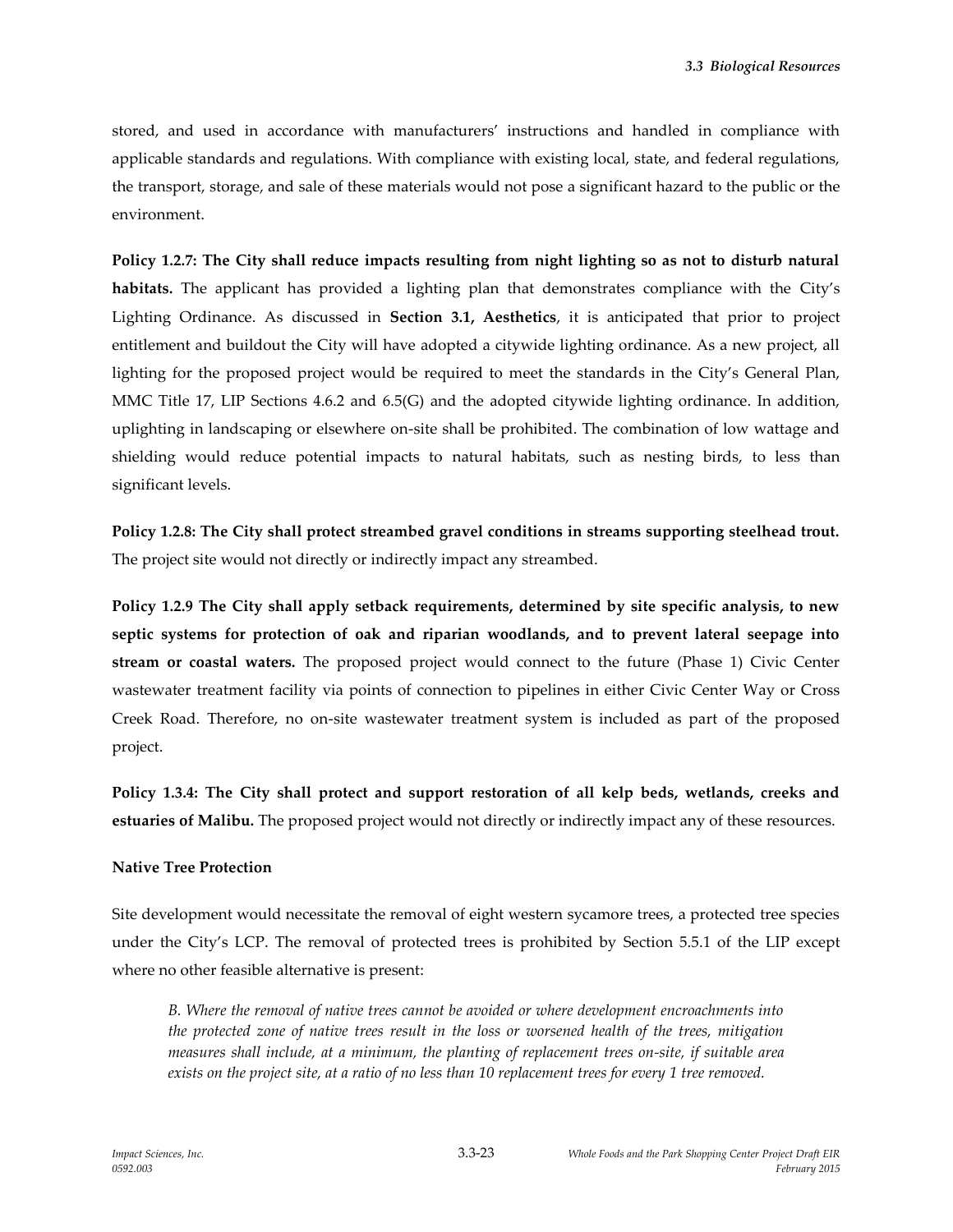stored, and used in accordance with manufacturers' instructions and handled in compliance with applicable standards and regulations. With compliance with existing local, state, and federal regulations, the transport, storage, and sale of these materials would not pose a significant hazard to the public or the environment.

**Policy 1.2.7: The City shall reduce impacts resulting from night lighting so as not to disturb natural habitats.** The applicant has provided a lighting plan that demonstrates compliance with the City's Lighting Ordinance. As discussed in **Section 3.1, Aesthetics**, it is anticipated that prior to project entitlement and buildout the City will have adopted a citywide lighting ordinance. As a new project, all lighting for the proposed project would be required to meet the standards in the City's General Plan, MMC Title 17, LIP Sections 4.6.2 and 6.5(G) and the adopted citywide lighting ordinance. In addition, uplighting in landscaping or elsewhere on-site shall be prohibited. The combination of low wattage and shielding would reduce potential impacts to natural habitats, such as nesting birds, to less than significant levels.

**Policy 1.2.8: The City shall protect streambed gravel conditions in streams supporting steelhead trout.** The project site would not directly or indirectly impact any streambed.

**Policy 1.2.9 The City shall apply setback requirements, determined by site specific analysis, to new septic systems for protection of oak and riparian woodlands, and to prevent lateral seepage into stream or coastal waters.** The proposed project would connect to the future (Phase 1) Civic Center wastewater treatment facility via points of connection to pipelines in either Civic Center Way or Cross Creek Road. Therefore, no on-site wastewater treatment system is included as part of the proposed project.

**Policy 1.3.4: The City shall protect and support restoration of all kelp beds, wetlands, creeks and estuaries of Malibu.** The proposed project would not directly or indirectly impact any of these resources.

**Native Tree Protection**

Site development would necessitate the removal of eight western sycamore trees, a protected tree species under the City's LCP. The removal of protected trees is prohibited by Section 5.5.1 of the LIP except where no other feasible alternative is present:

> *B. Where the removal of native trees cannot be avoided or where development encroachments into the protected zone of native trees result in the loss or worsened health of the trees, mitigation measures shall include, at a minimum, the planting of replacement trees on-site, if suitable area exists on the project site, at a ratio of no less than 10 replacement trees for every 1 tree removed.*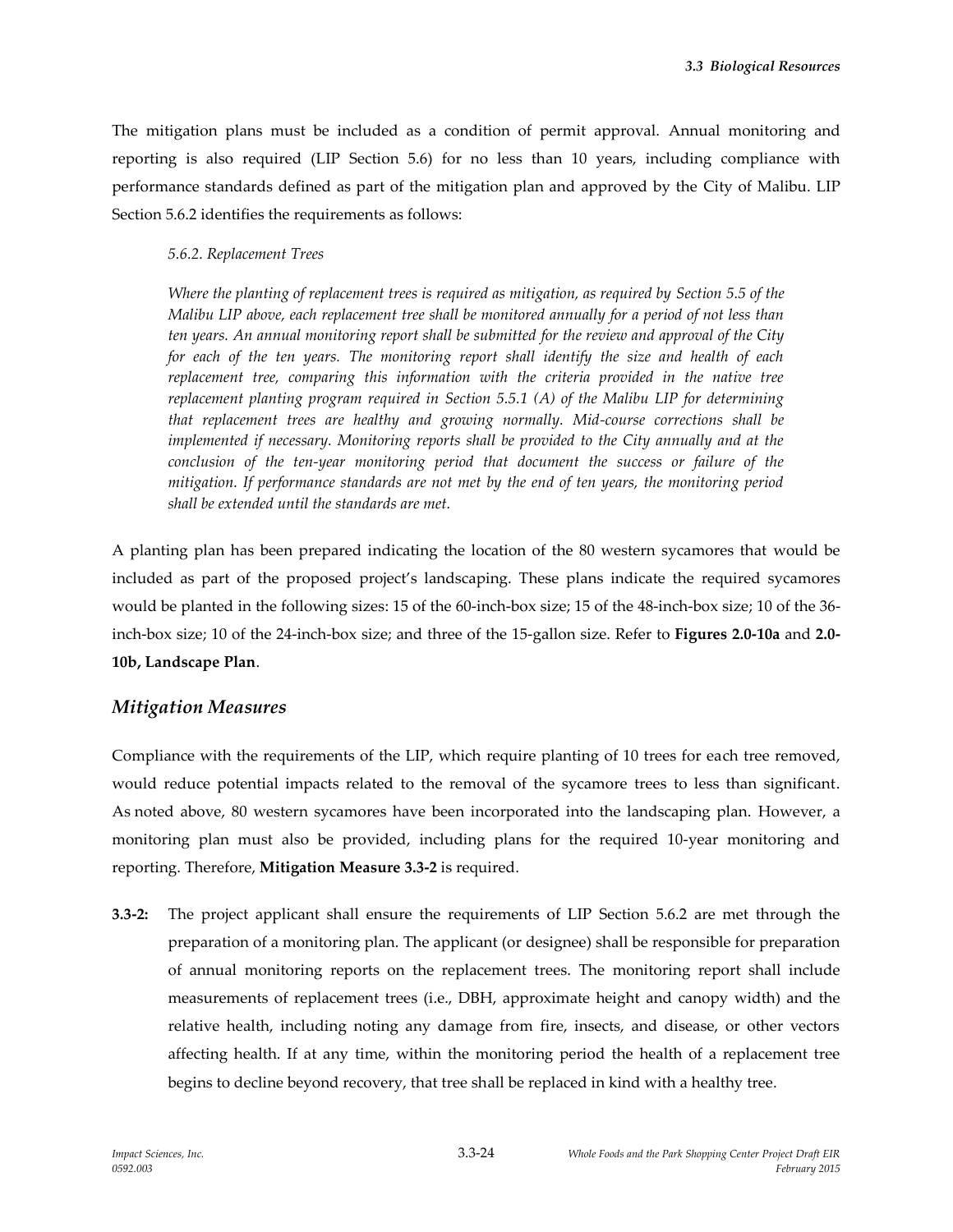The mitigation plans must be included as a condition of permit approval. Annual monitoring and reporting is also required (LIP Section 5.6) for no less than 10 years, including compliance with performance standards defined as part of the mitigation plan and approved by the City of Malibu. LIP Section 5.6.2 identifies the requirements as follows:

> *5.6.2. Replacement Trees*
>
> *Where the planting of replacement trees is required as mitigation, as required by Section 5.5 of the Malibu LIP above, each replacement tree shall be monitored annually for a period of not less than ten years. An annual monitoring report shall be submitted for the review and approval of the City for each of the ten years. The monitoring report shall identify the size and health of each replacement tree, comparing this information with the criteria provided in the native tree replacement planting program required in Section 5.5.1 (A) of the Malibu LIP for determining that replacement trees are healthy and growing normally. Mid-course corrections shall be implemented if necessary. Monitoring reports shall be provided to the City annually and at the conclusion of the ten-year monitoring period that document the success or failure of the mitigation. If performance standards are not met by the end of ten years, the monitoring period shall be extended until the standards are met.*

A planting plan has been prepared indicating the location of the 80 western sycamores that would be included as part of the proposed project's landscaping. These plans indicate the required sycamores would be planted in the following sizes: 15 of the 60-inch-box size; 15 of the 48-inch-box size; 10 of the 36-inch-box size; 10 of the 24-inch-box size; and three of the 15-gallon size. Refer to **Figures 2.0-10a** and **2.0-10b, Landscape Plan**.

## *Mitigation Measures*

Compliance with the requirements of the LIP, which require planting of 10 trees for each tree removed, would reduce potential impacts related to the removal of the sycamore trees to less than significant. As noted above, 80 western sycamores have been incorporated into the landscaping plan. However, a monitoring plan must also be provided, including plans for the required 10-year monitoring and reporting. Therefore, **Mitigation Measure 3.3-2** is required.

**3.3-2:** The project applicant shall ensure the requirements of LIP Section 5.6.2 are met through the preparation of a monitoring plan. The applicant (or designee) shall be responsible for preparation of annual monitoring reports on the replacement trees. The monitoring report shall include measurements of replacement trees (i.e., DBH, approximate height and canopy width) and the relative health, including noting any damage from fire, insects, and disease, or other vectors affecting health. If at any time, within the monitoring period the health of a replacement tree begins to decline beyond recovery, that tree shall be replaced in kind with a healthy tree.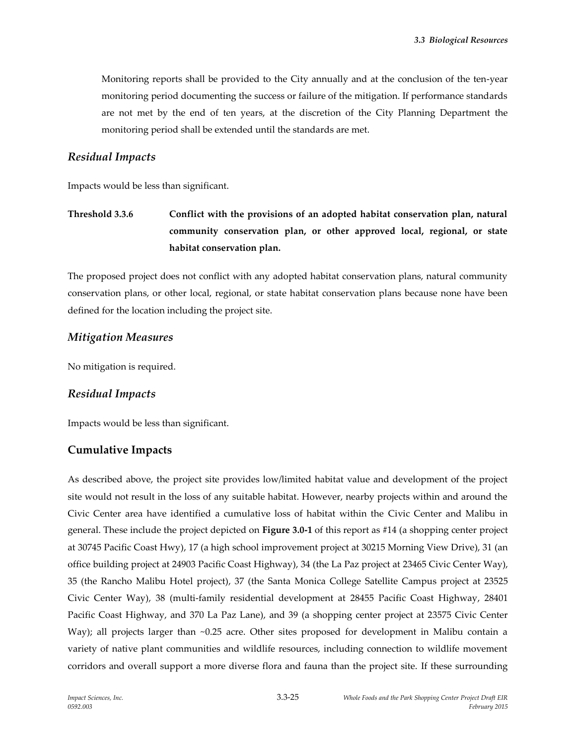Monitoring reports shall be provided to the City annually and at the conclusion of the ten-year monitoring period documenting the success or failure of the mitigation. If performance standards are not met by the end of ten years, at the discretion of the City Planning Department the monitoring period shall be extended until the standards are met.

### *Residual Impacts*

Impacts would be less than significant.

**Threshold 3.3.6 Conflict with the provisions of an adopted habitat conservation plan, natural community conservation plan, or other approved local, regional, or state habitat conservation plan.**

The proposed project does not conflict with any adopted habitat conservation plans, natural community conservation plans, or other local, regional, or state habitat conservation plans because none have been defined for the location including the project site.

### *Mitigation Measures*

No mitigation is required.

### *Residual Impacts*

Impacts would be less than significant.

## Cumulative Impacts

As described above, the project site provides low/limited habitat value and development of the project site would not result in the loss of any suitable habitat. However, nearby projects within and around the Civic Center area have identified a cumulative loss of habitat within the Civic Center and Malibu in general. These include the project depicted on **Figure 3.0-1** of this report as #14 (a shopping center project at 30745 Pacific Coast Hwy), 17 (a high school improvement project at 30215 Morning View Drive), 31 (an office building project at 24903 Pacific Coast Highway), 34 (the La Paz project at 23465 Civic Center Way), 35 (the Rancho Malibu Hotel project), 37 (the Santa Monica College Satellite Campus project at 23525 Civic Center Way), 38 (multi-family residential development at 28455 Pacific Coast Highway, 28401 Pacific Coast Highway, and 370 La Paz Lane), and 39 (a shopping center project at 23575 Civic Center Way); all projects larger than ~0.25 acre. Other sites proposed for development in Malibu contain a variety of native plant communities and wildlife resources, including connection to wildlife movement corridors and overall support a more diverse flora and fauna than the project site. If these surrounding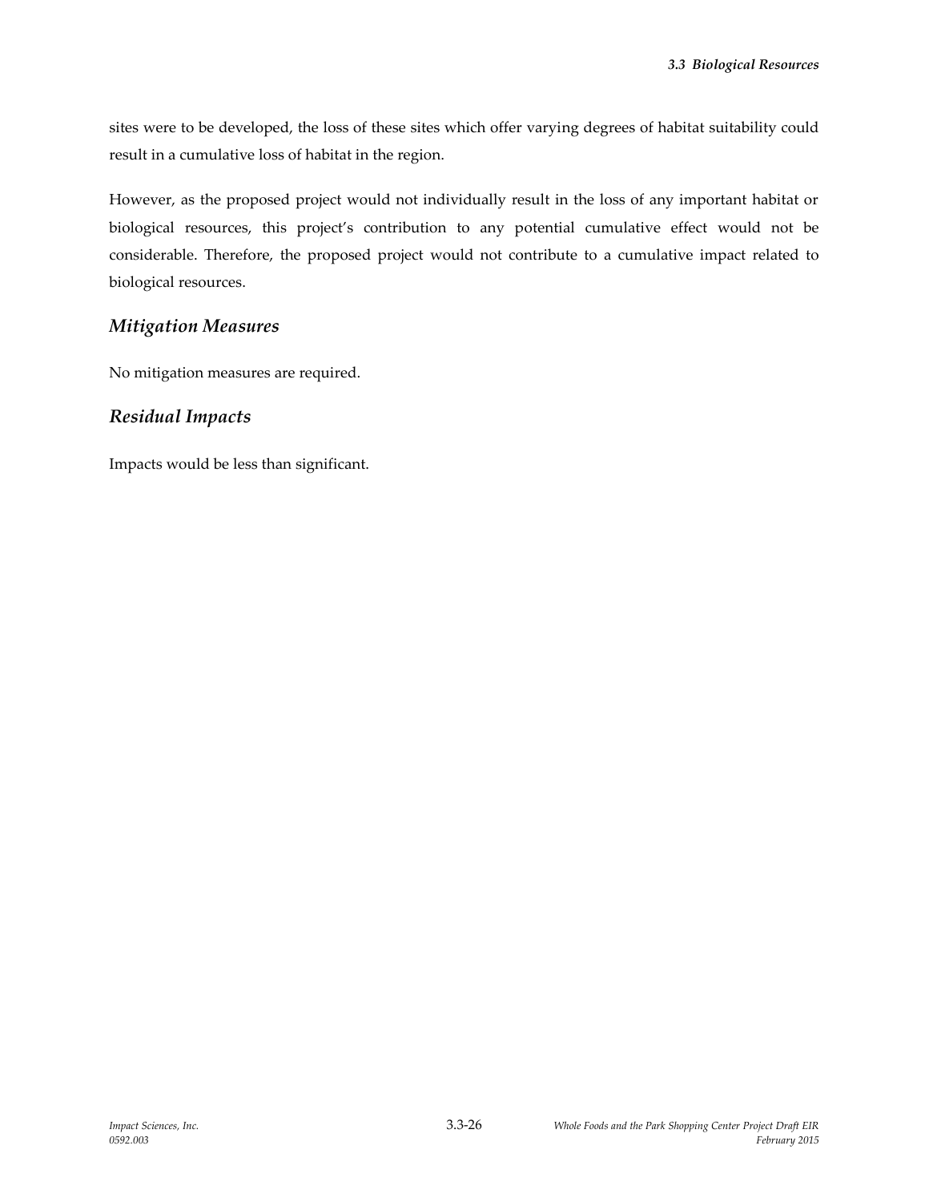sites were to be developed, the loss of these sites which offer varying degrees of habitat suitability could result in a cumulative loss of habitat in the region.

However, as the proposed project would not individually result in the loss of any important habitat or biological resources, this project's contribution to any potential cumulative effect would not be considerable. Therefore, the proposed project would not contribute to a cumulative impact related to biological resources.

### *Mitigation Measures*

No mitigation measures are required.

### *Residual Impacts*

Impacts would be less than significant.